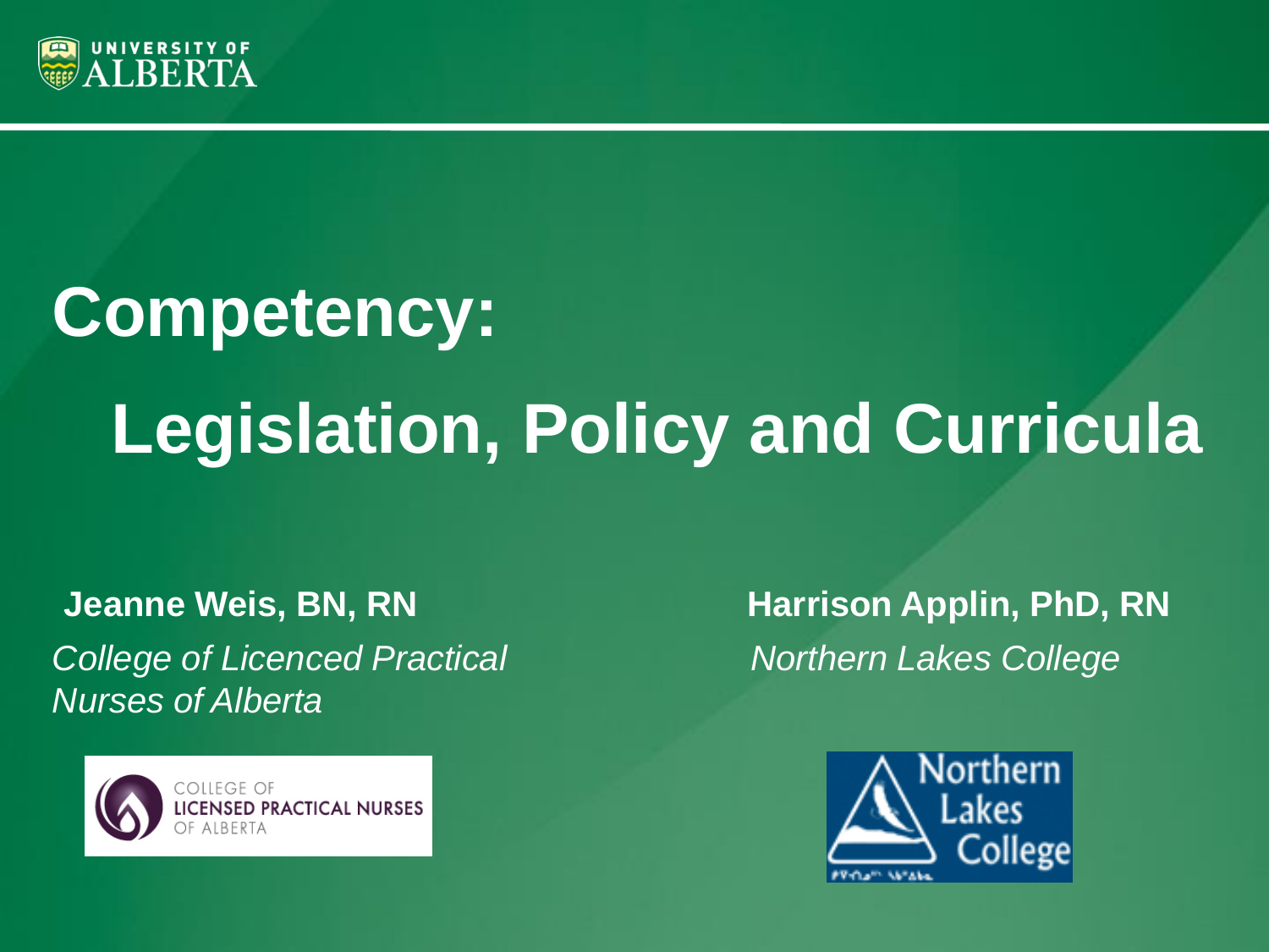# Competency: Legislation, Policy and Curricula

**Jeanne Weis, BN, RN**
*College of Licenced Practical Nurses of Alberta*

**Harrison Applin, PhD, RN**
*Northern Lakes College*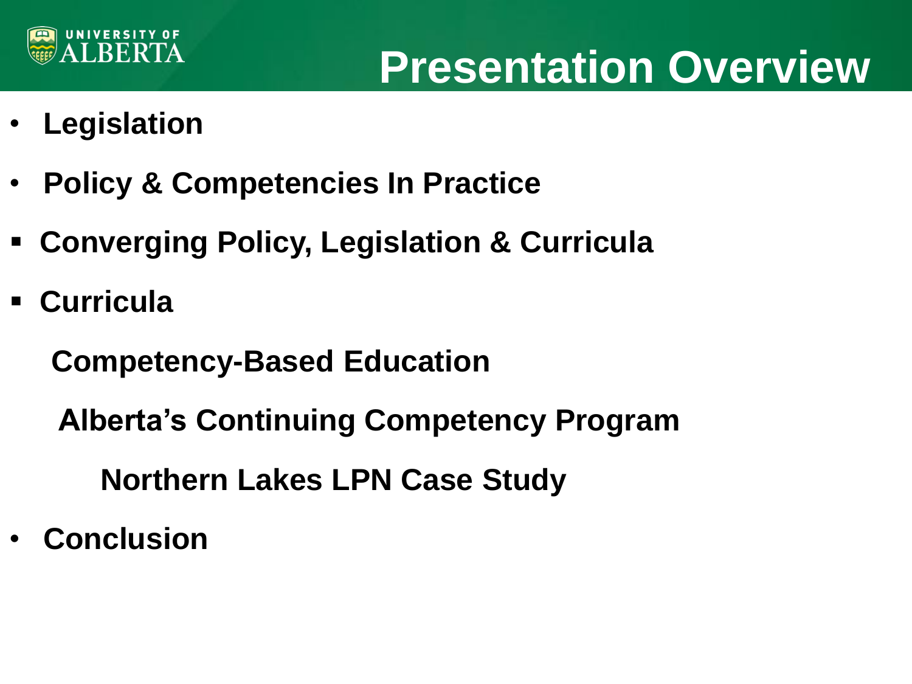# Presentation Overview

- **Legislation**
- **Policy & Competencies In Practice**
- **Converging Policy, Legislation & Curricula**
- **Curricula**
  - **Competency-Based Education**
  - **Alberta's Continuing Competency Program**
    - **Northern Lakes LPN Case Study**
- **Conclusion**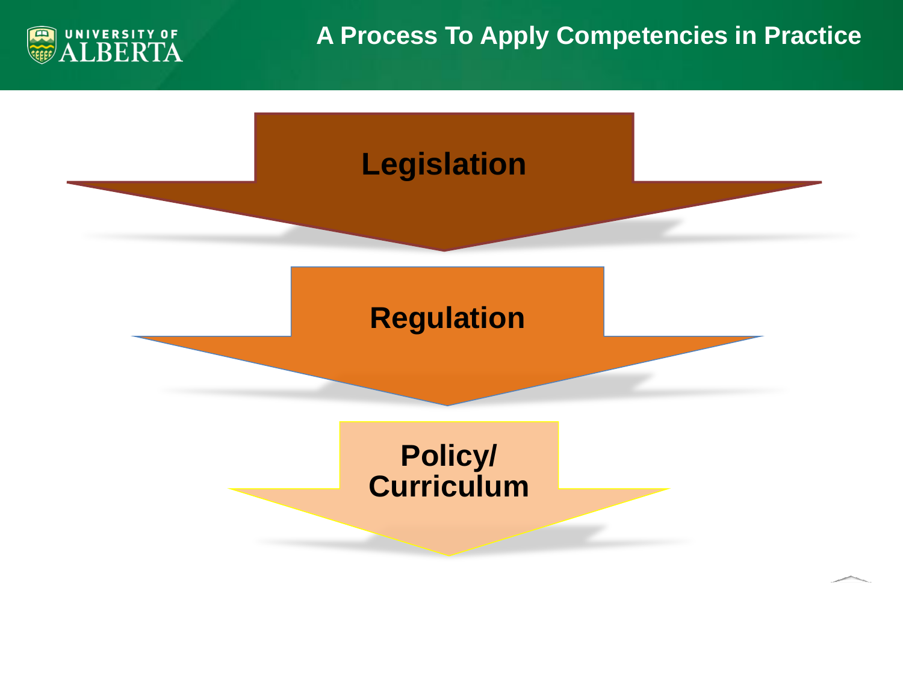# A Process To Apply Competencies in Practice

- Legislation
- Regulation
- Policy/ Curriculum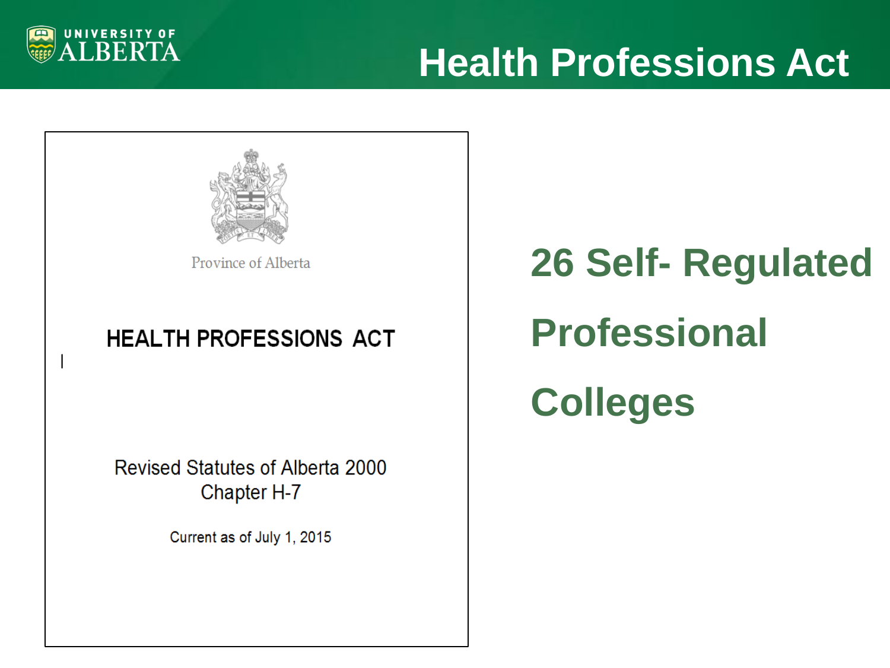# Health Professions Act

Province of Alberta

**HEALTH PROFESSIONS ACT**

Revised Statutes of Alberta 2000
Chapter H-7

Current as of July 1, 2015

## 26 Self- Regulated Professional Colleges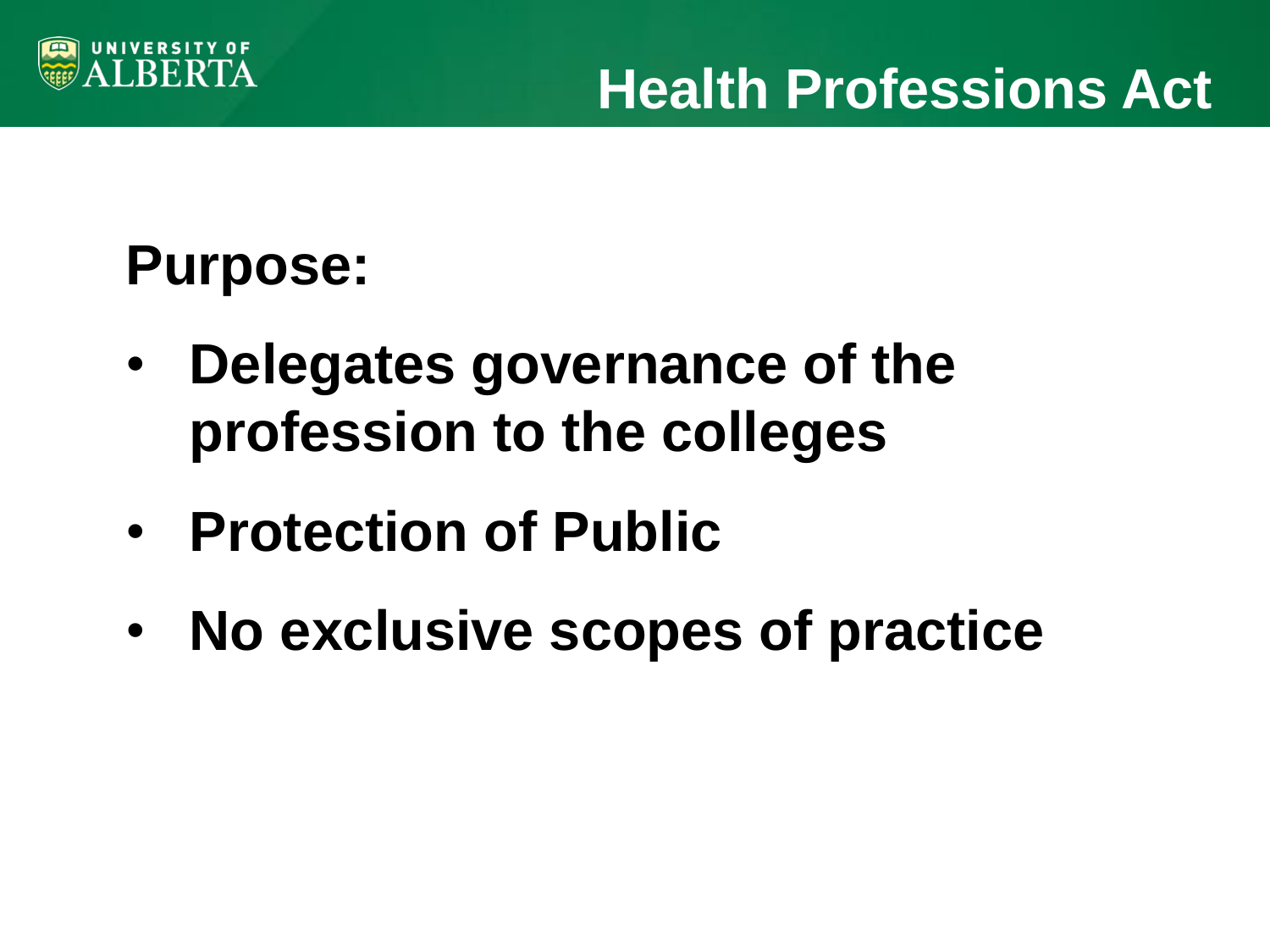# Health Professions Act

**Purpose:**

- **Delegates governance of the profession to the colleges**
- **Protection of Public**
- **No exclusive scopes of practice**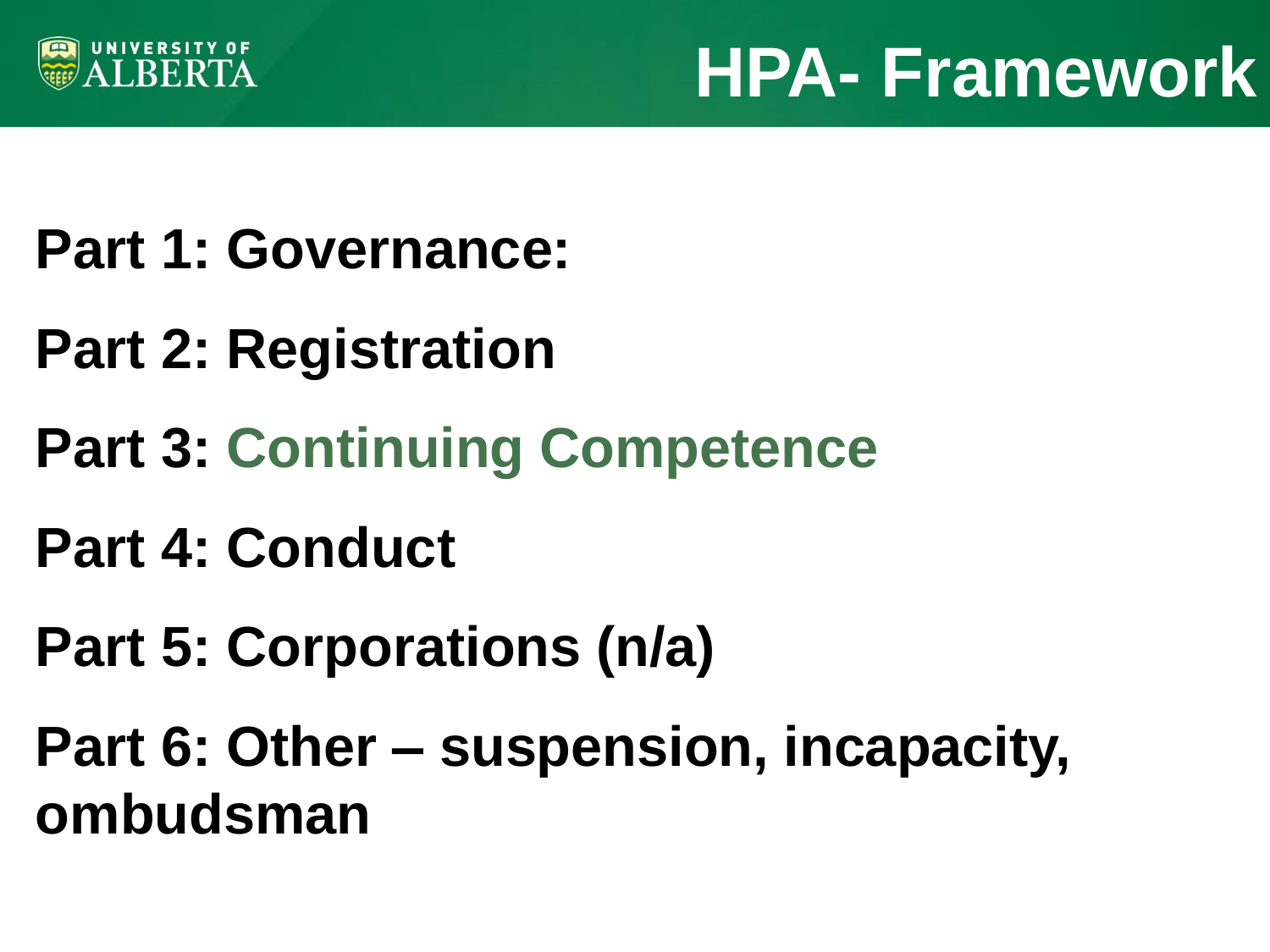# HPA- Framework

**Part 1: Governance:**

**Part 2: Registration**

**Part 3: Continuing Competence**

**Part 4: Conduct**

**Part 5: Corporations (n/a)**

**Part 6: Other – suspension, incapacity, ombudsman**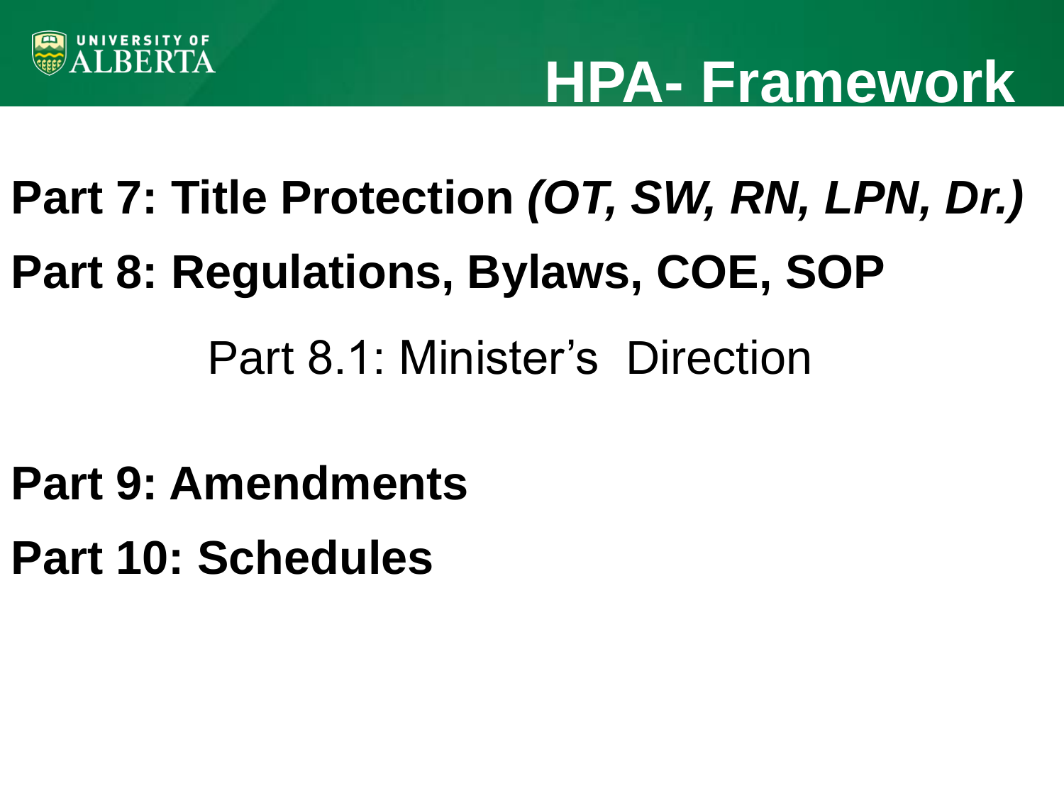# HPA- Framework

**Part 7: Title Protection *(OT, SW, RN, LPN, Dr.)***

**Part 8: Regulations, Bylaws, COE, SOP**

Part 8.1: Minister's Direction

**Part 9: Amendments**

**Part 10: Schedules**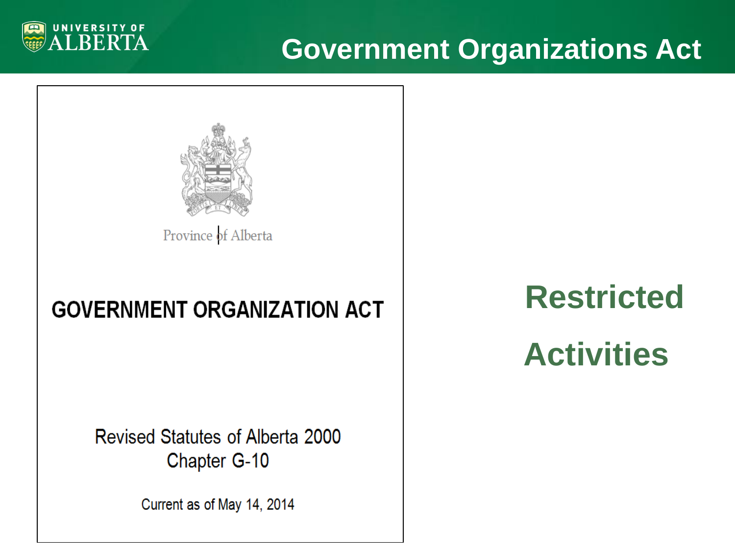# Government Organizations Act

Province of Alberta

## GOVERNMENT ORGANIZATION ACT

Revised Statutes of Alberta 2000
Chapter G-10

Current as of May 14, 2014

**Restricted Activities**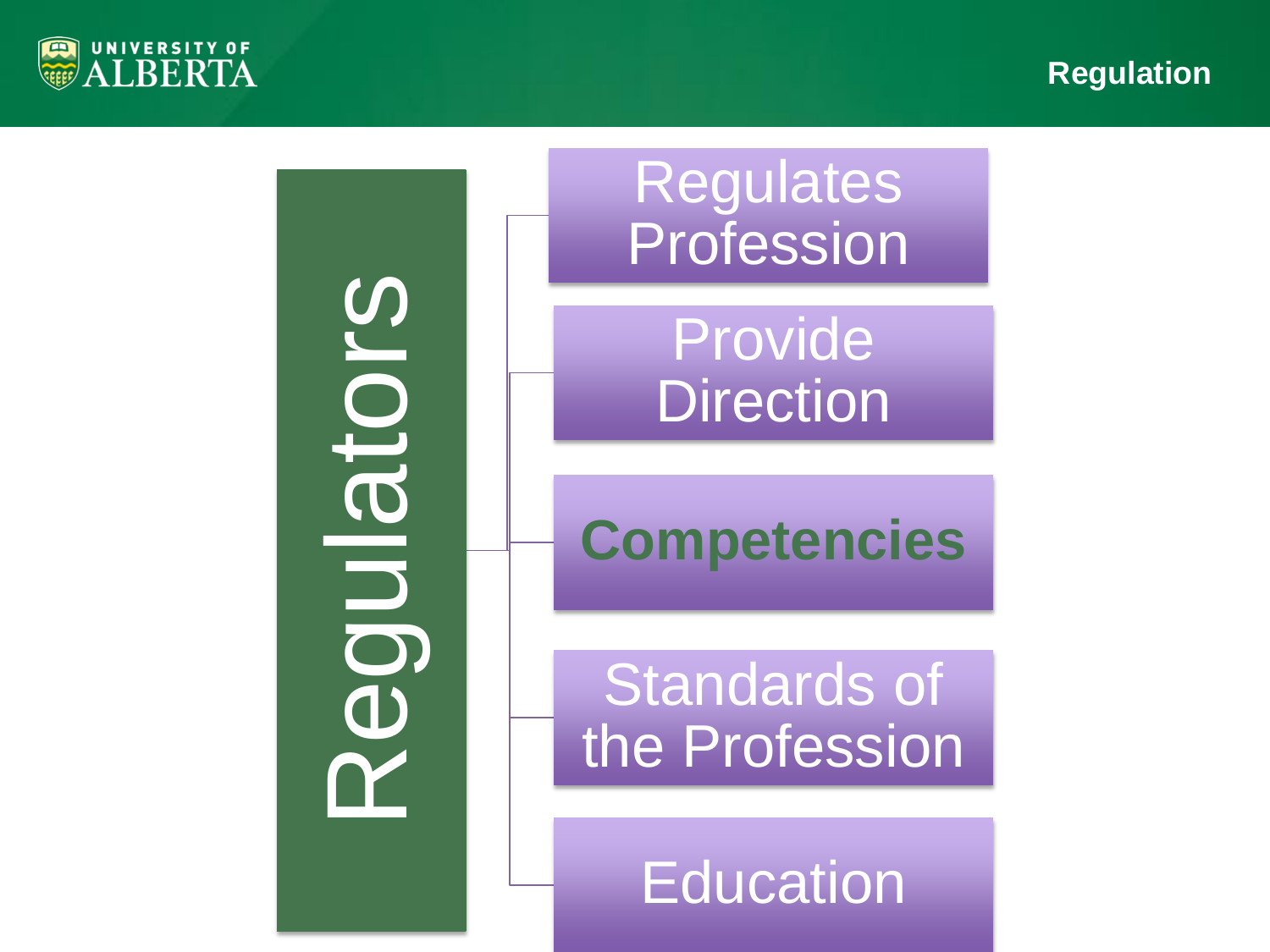# Regulation

**Regulators**

- Regulates Profession
- Provide Direction
- **Competencies**
- Standards of the Profession
- Education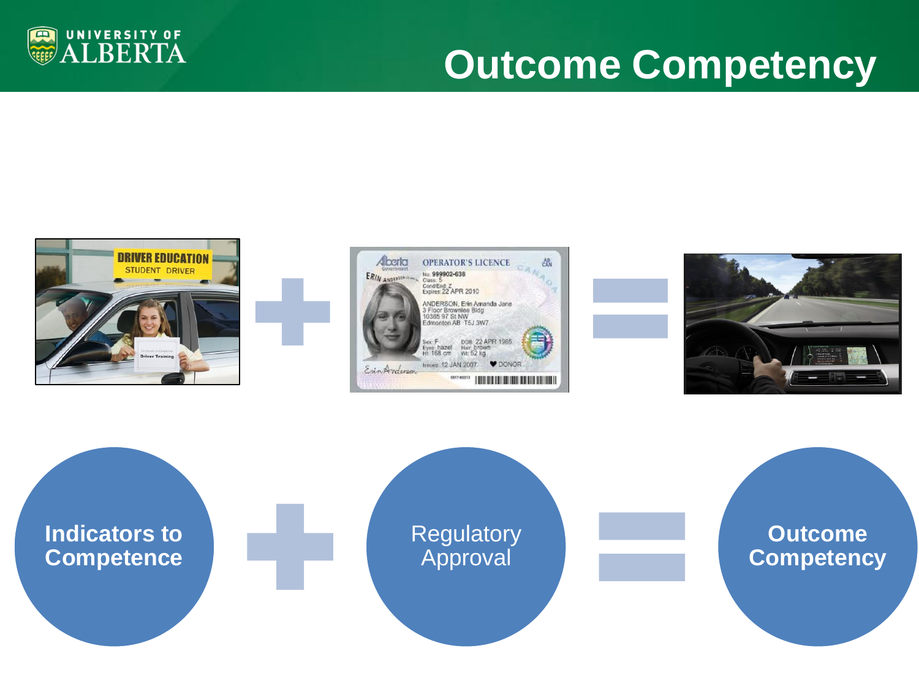# Outcome Competency

Indicators to Competence + Regulatory Approval = Outcome Competency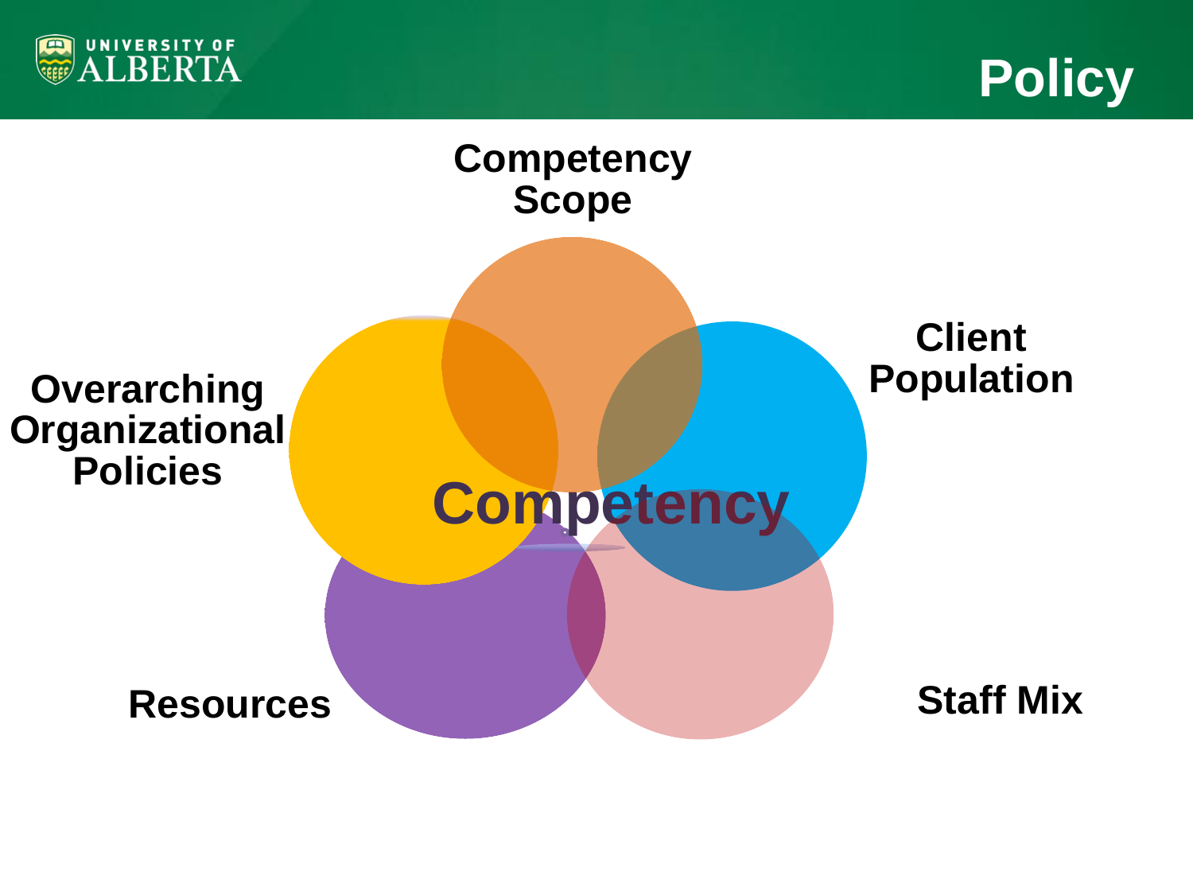# Policy

Competency Scope

Client Population

Staff Mix

Resources

Overarching Organizational Policies

Competency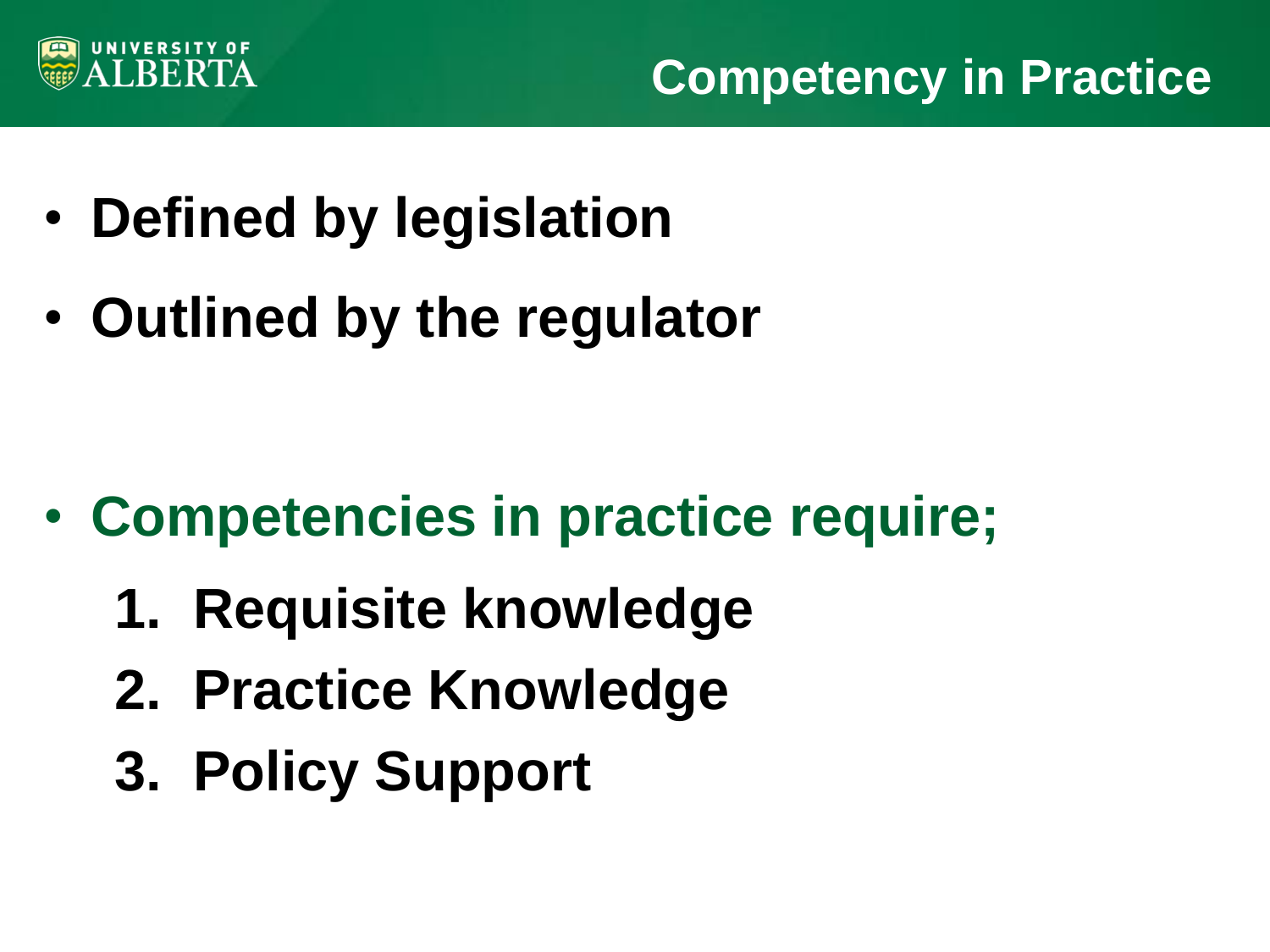# Competency in Practice

- **Defined by legislation**
- **Outlined by the regulator**

- **Competencies in practice require;**
  1. **Requisite knowledge**
  2. **Practice Knowledge**
  3. **Policy Support**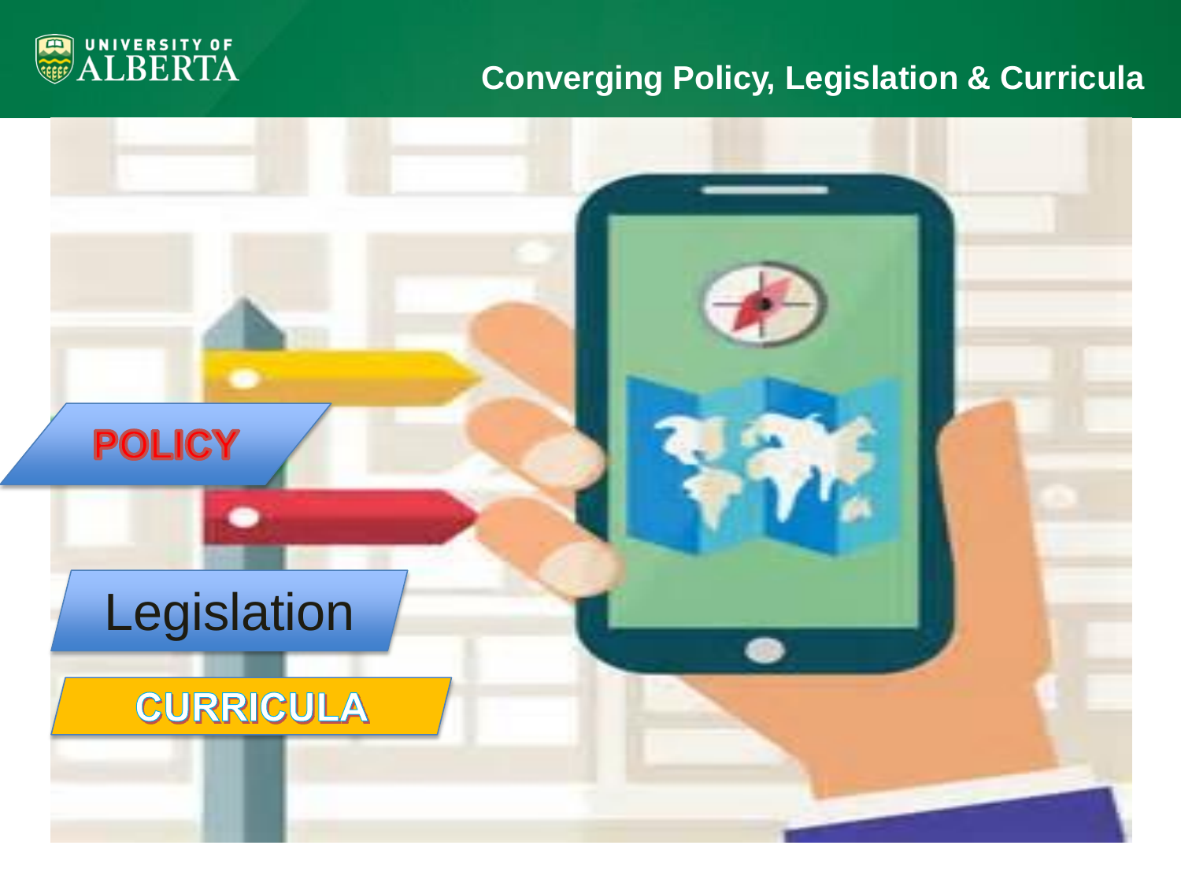# Converging Policy, Legislation & Curricula

POLICY

Legislation

CURRICULA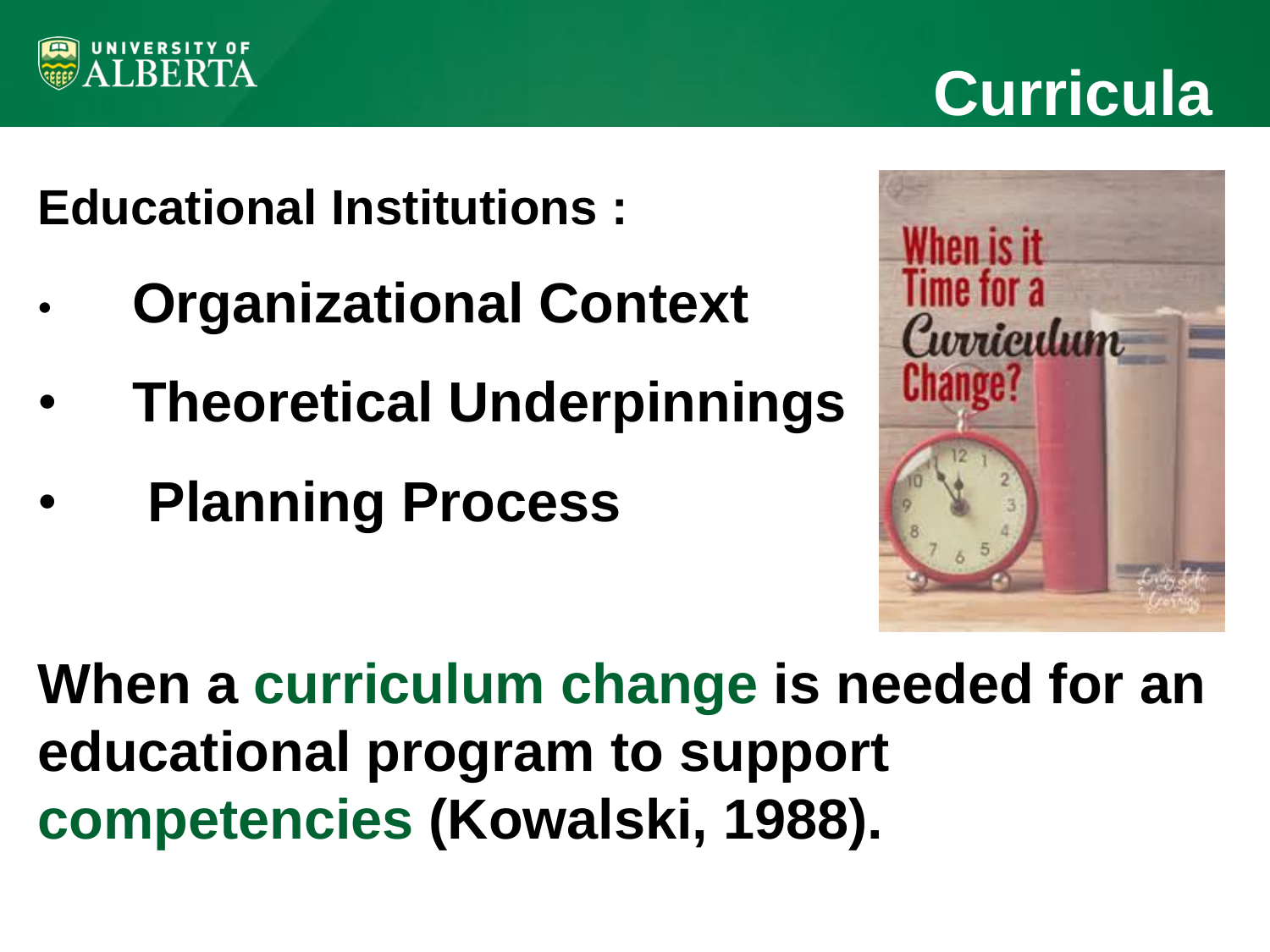# Curricula

**Educational Institutions :**

- **Organizational Context**
- **Theoretical Underpinnings**
- **Planning Process**

**When a curriculum change is needed for an educational program to support competencies (Kowalski, 1988).**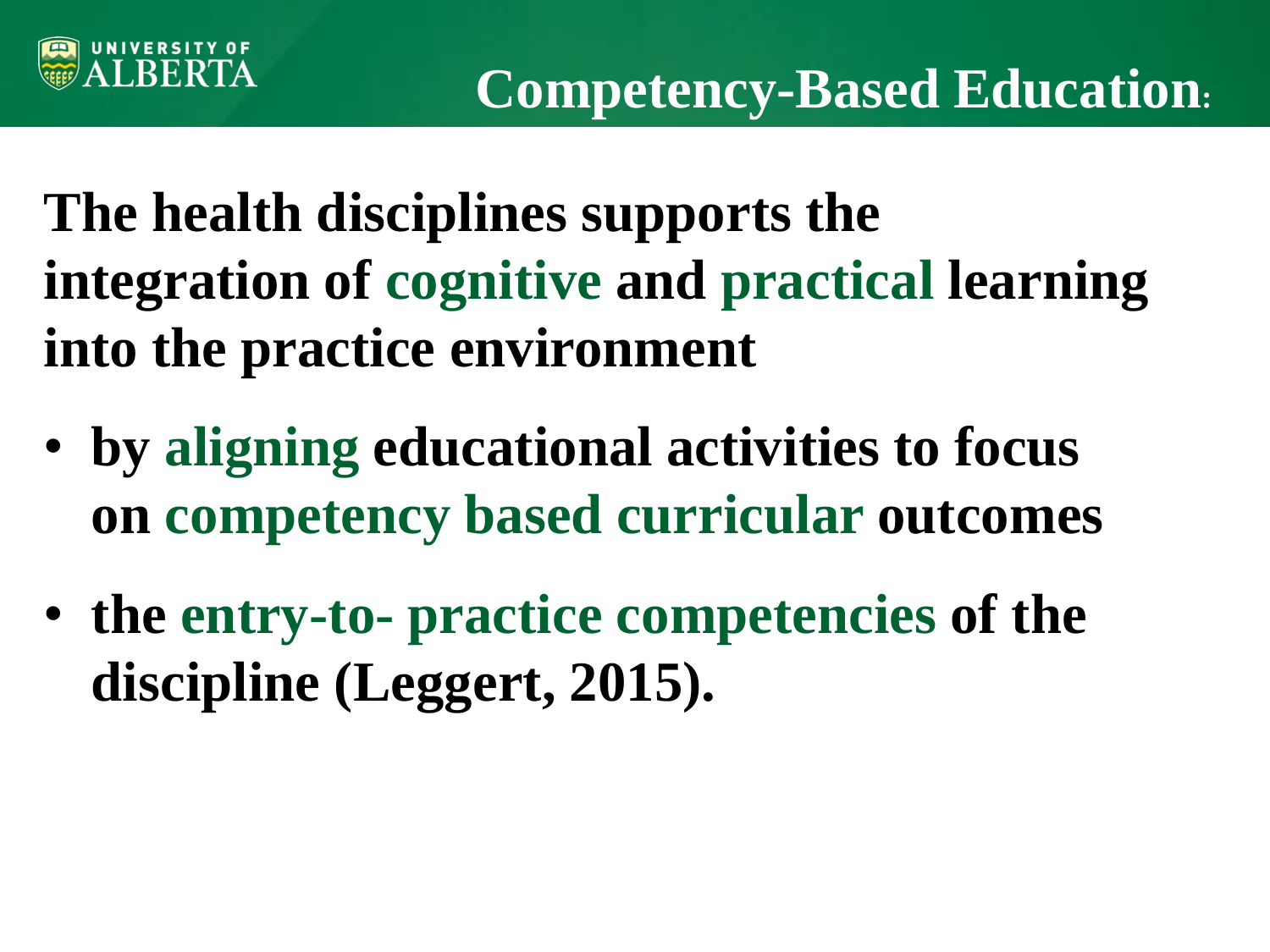# Competency-Based Education:

**The health disciplines supports the integration of cognitive and practical learning into the practice environment**

- **by aligning educational activities to focus on competency based curricular outcomes**
- **the entry-to- practice competencies of the discipline (Leggert, 2015).**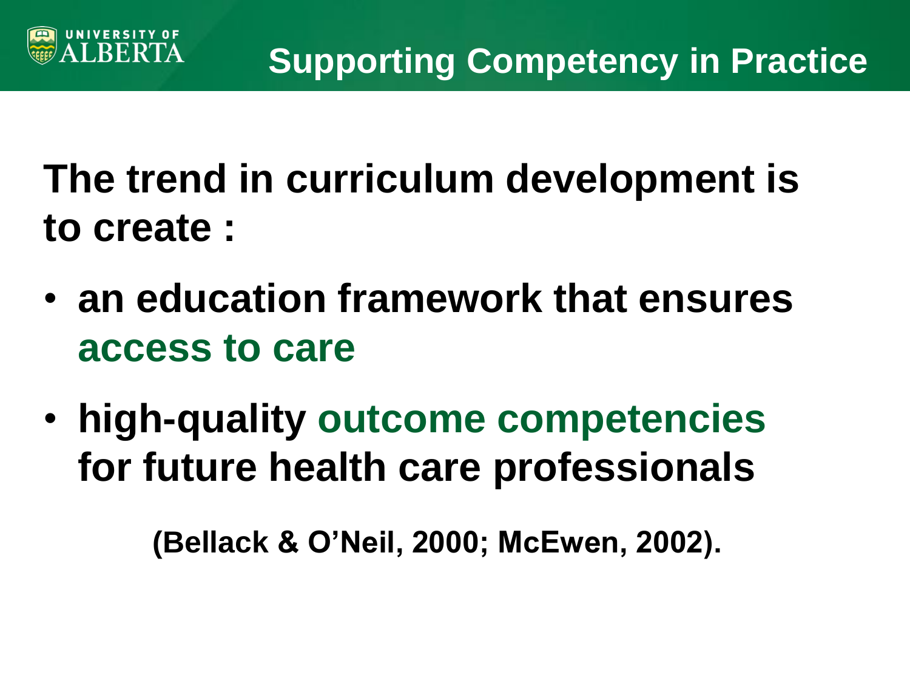# Supporting Competency in Practice

**The trend in curriculum development is to create :**

- **an education framework that ensures access to care**
- **high-quality outcome competencies for future health care professionals**

**(Bellack & O'Neil, 2000; McEwen, 2002).**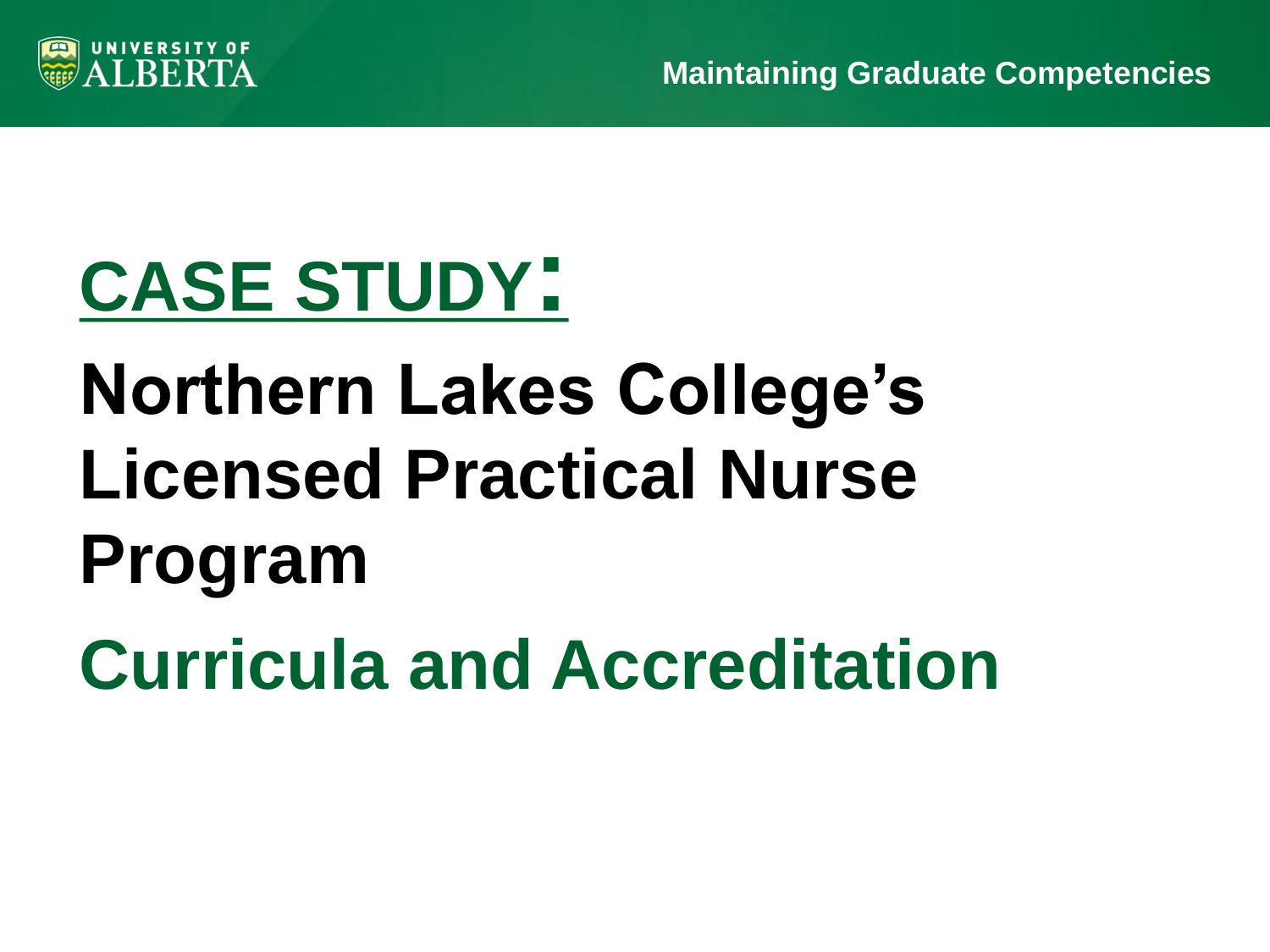# CASE STUDY:

# Northern Lakes College's Licensed Practical Nurse Program

## Curricula and Accreditation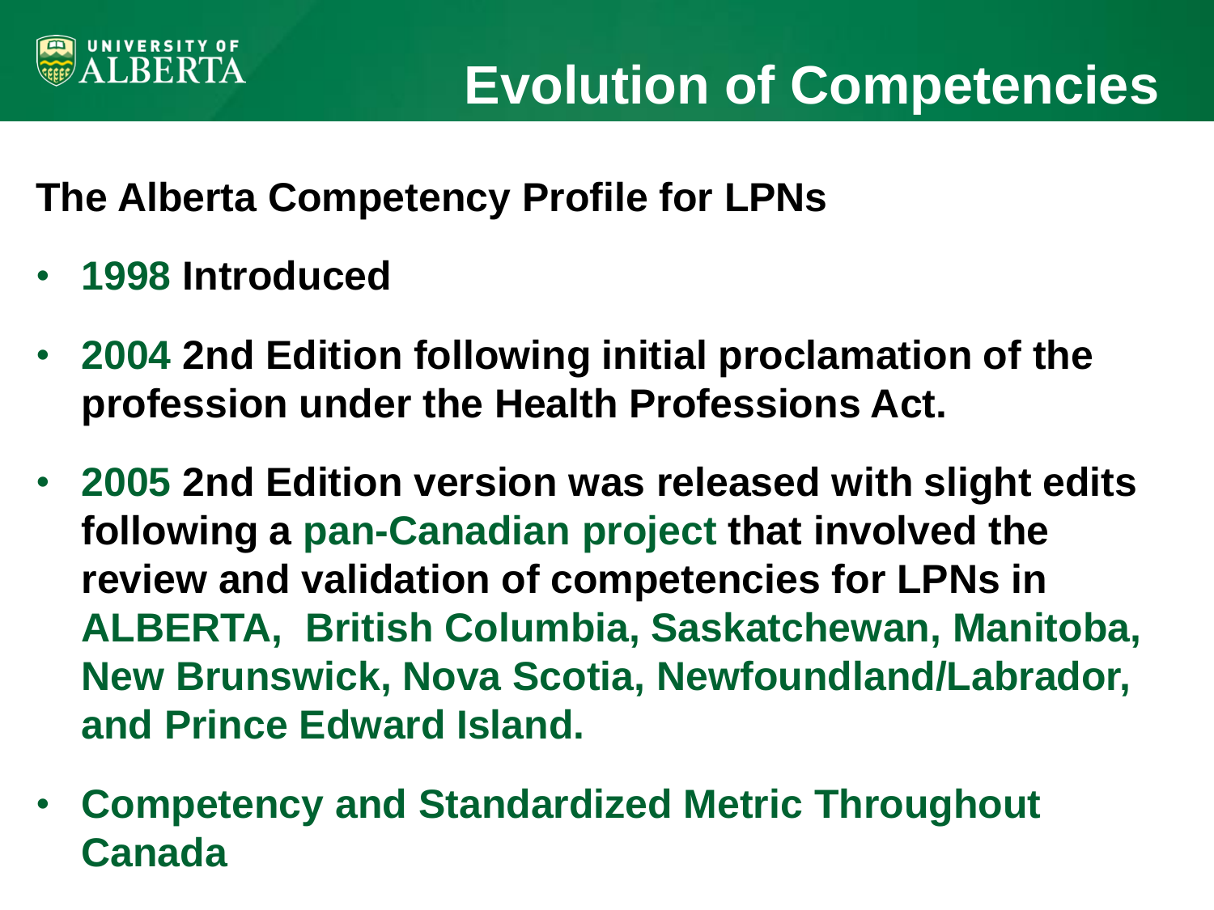# Evolution of Competencies

**The Alberta Competency Profile for LPNs**

- **1998 Introduced**
- **2004 2nd Edition following initial proclamation of the profession under the Health Professions Act.**
- **2005 2nd Edition version was released with slight edits following a pan-Canadian project that involved the review and validation of competencies for LPNs in ALBERTA, British Columbia, Saskatchewan, Manitoba, New Brunswick, Nova Scotia, Newfoundland/Labrador, and Prince Edward Island.**
- **Competency and Standardized Metric Throughout Canada**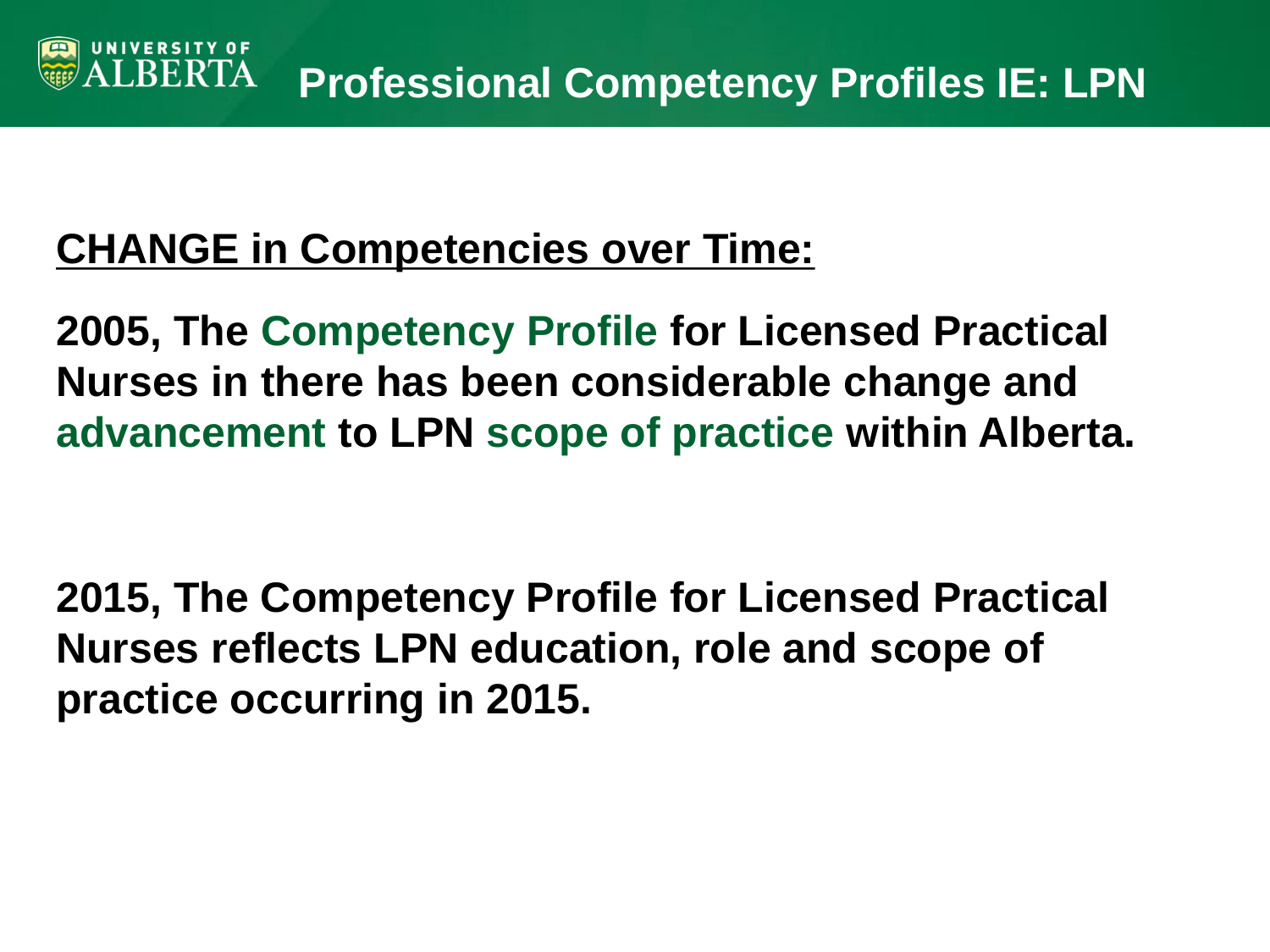# Professional Competency Profiles IE: LPN

**CHANGE in Competencies over Time:**

**2005, The Competency Profile for Licensed Practical Nurses in there has been considerable change and advancement to LPN scope of practice within Alberta.**

**2015, The Competency Profile for Licensed Practical Nurses reflects LPN education, role and scope of practice occurring in 2015.**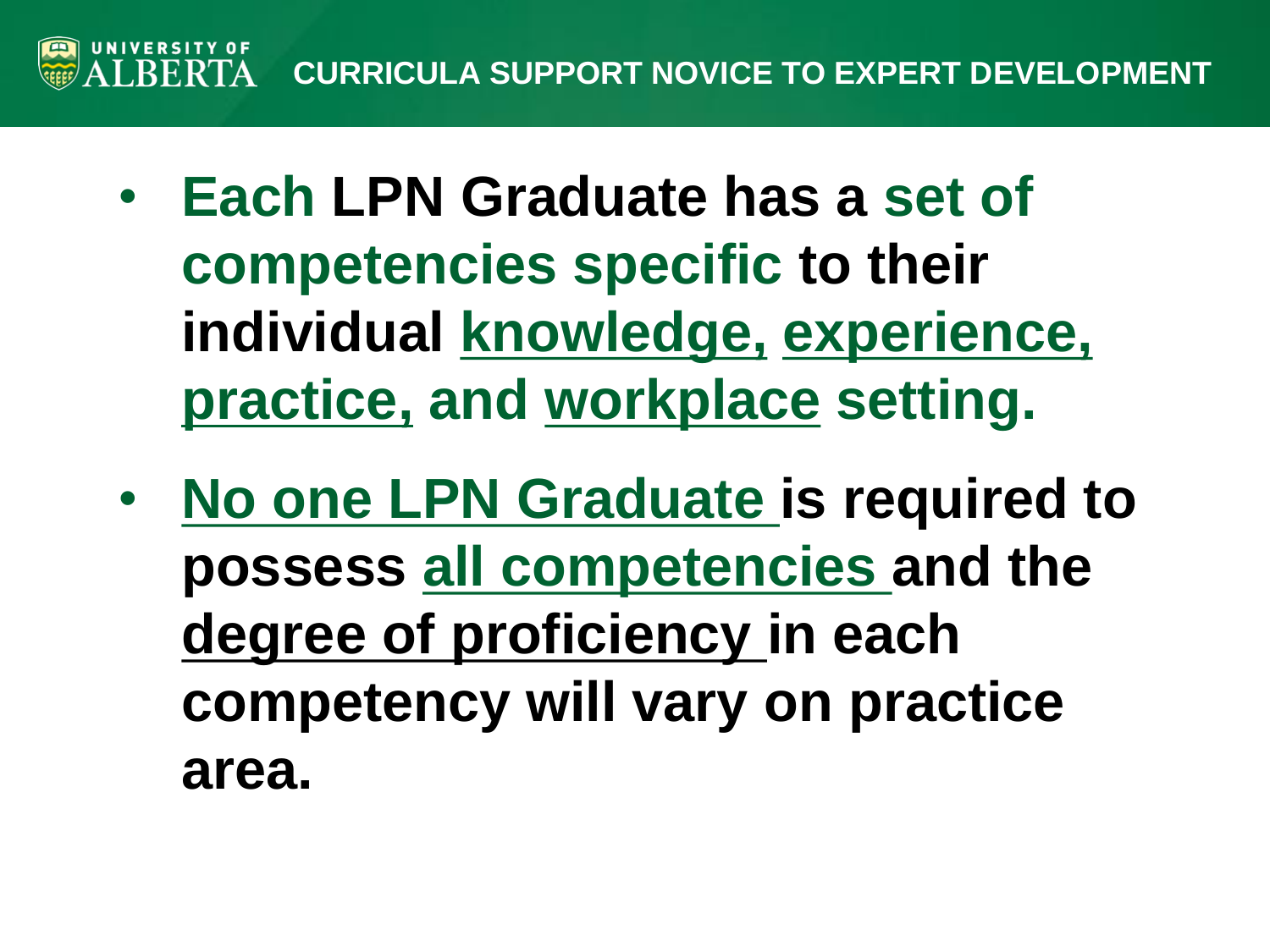## CURRICULA SUPPORT NOVICE TO EXPERT DEVELOPMENT

- **Each LPN Graduate has a set of competencies specific to their individual knowledge, experience, practice, and workplace setting.**
- **No one LPN Graduate is required to possess all competencies and the degree of proficiency in each competency will vary on practice area.**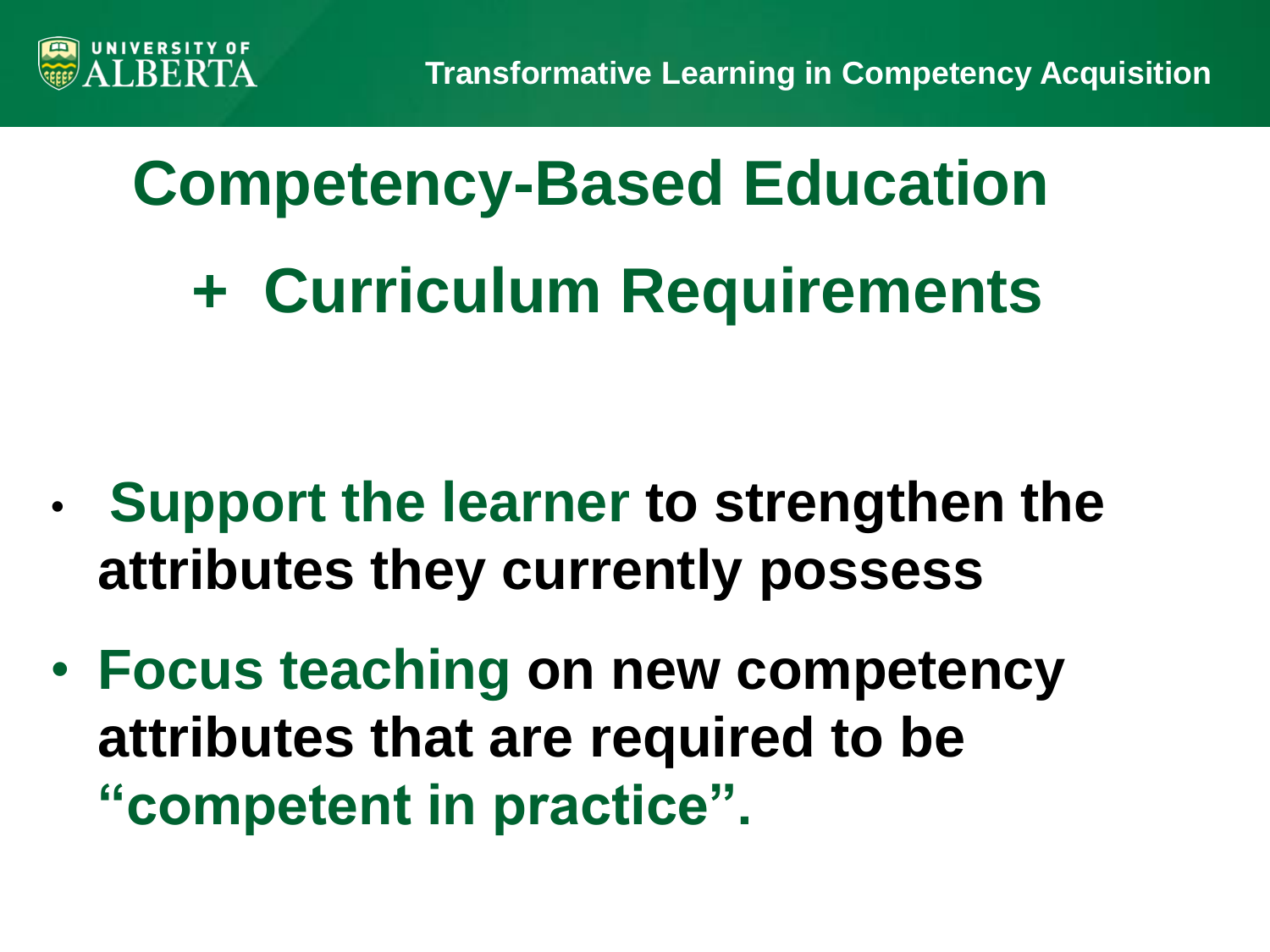# Competency-Based Education

# + Curriculum Requirements

- **Support the learner to strengthen the attributes they currently possess**
- **Focus teaching on new competency attributes that are required to be "competent in practice".**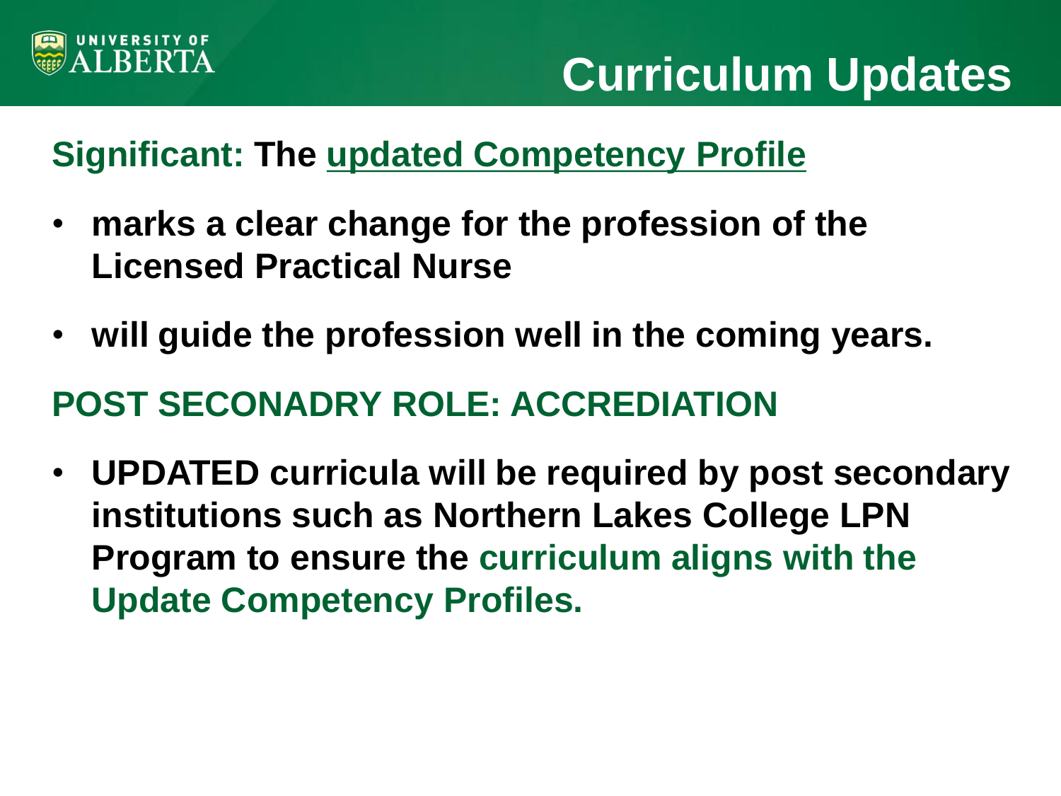# Curriculum Updates

**Significant: The updated Competency Profile**

- **marks a clear change for the profession of the Licensed Practical Nurse**
- **will guide the profession well in the coming years.**

**POST SECONADRY ROLE: ACCREDIATION**

- **UPDATED curricula will be required by post secondary institutions such as Northern Lakes College LPN Program to ensure the curriculum aligns with the Update Competency Profiles.**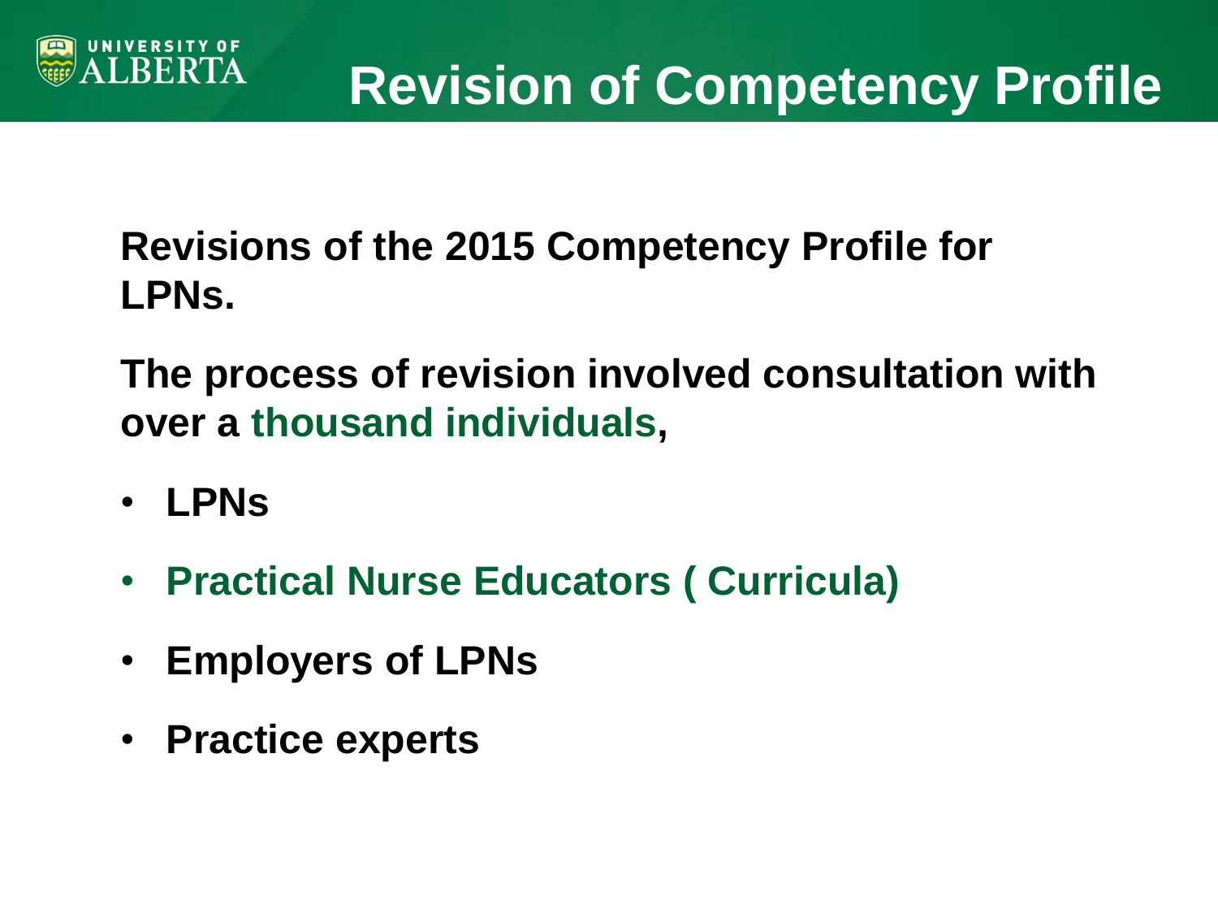# Revision of Competency Profile

**Revisions of the 2015 Competency Profile for LPNs.**

**The process of revision involved consultation with over a thousand individuals,**

- **LPNs**
- **Practical Nurse Educators ( Curricula)**
- **Employers of LPNs**
- **Practice experts**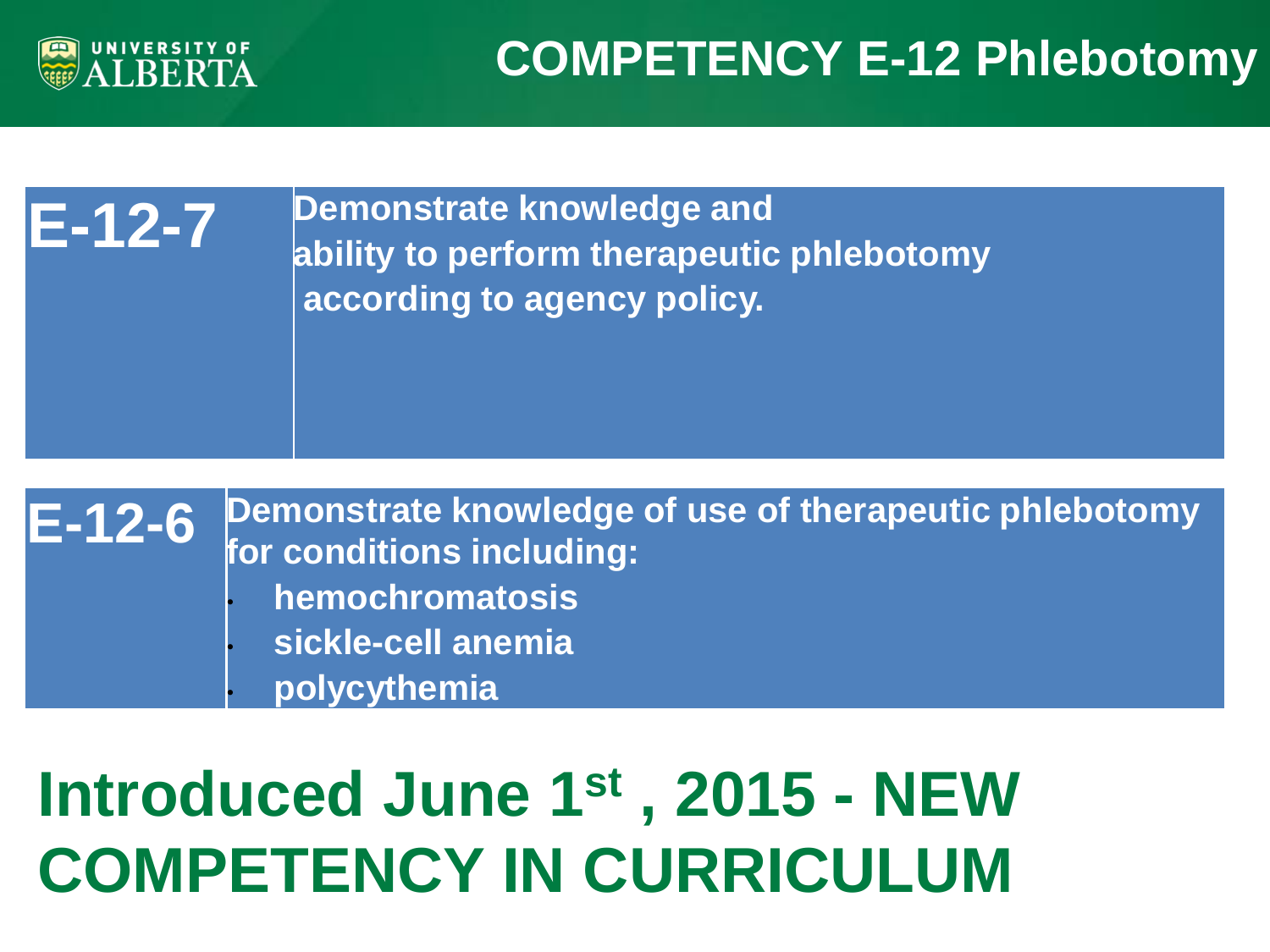# COMPETENCY E-12 Phlebotomy

| | |
|---|---|
| **E-12-7** | **Demonstrate knowledge and ability to perform therapeutic phlebotomy according to agency policy.** |

| | |
|---|---|
| **E-12-6** | **Demonstrate knowledge of use of therapeutic phlebotomy for conditions including:** <br>• **hemochromatosis** <br>• **sickle-cell anemia** <br>• **polycythemia** |

## Introduced June 1st , 2015 - NEW COMPETENCY IN CURRICULUM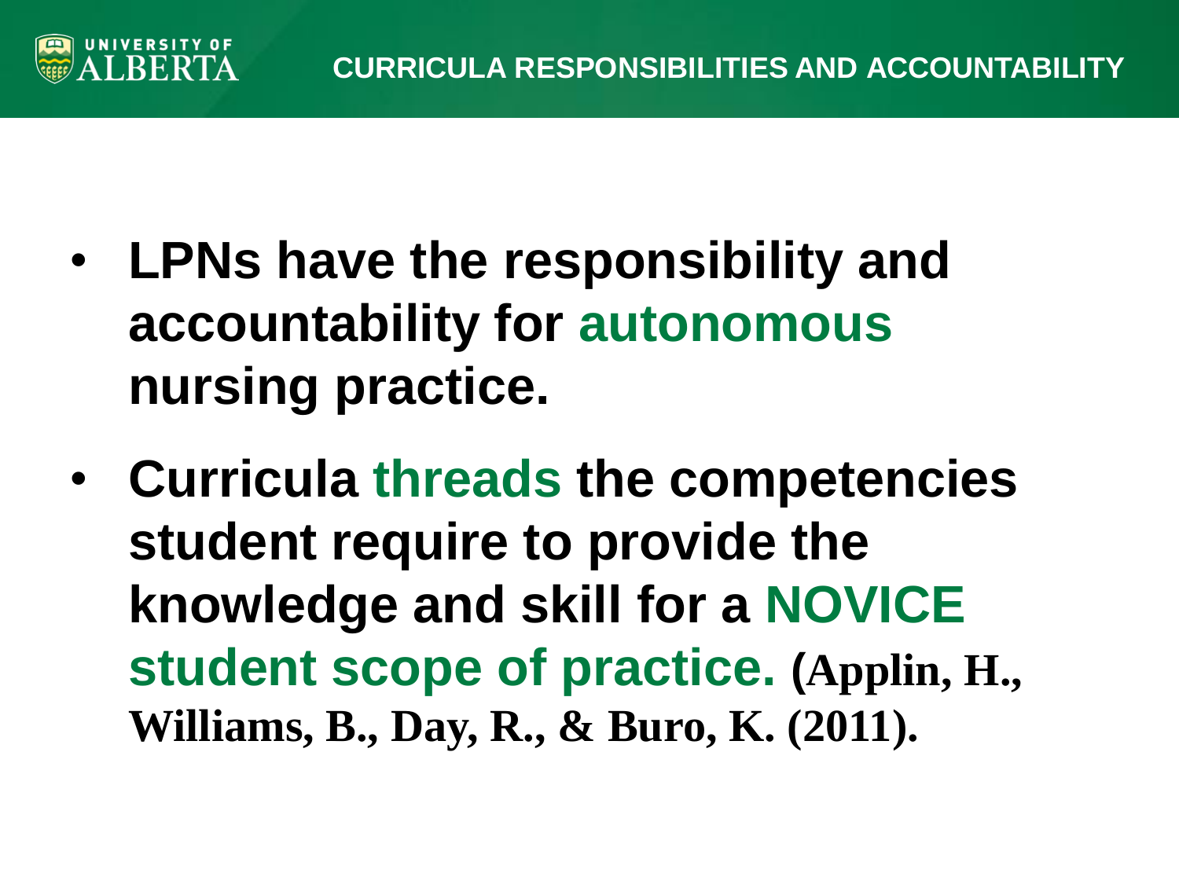## CURRICULA RESPONSIBILITIES AND ACCOUNTABILITY

- **LPNs have the responsibility and accountability for autonomous nursing practice.**
- **Curricula threads the competencies student require to provide the knowledge and skill for a NOVICE student scope of practice. (Applin, H., Williams, B., Day, R., & Buro, K. (2011).**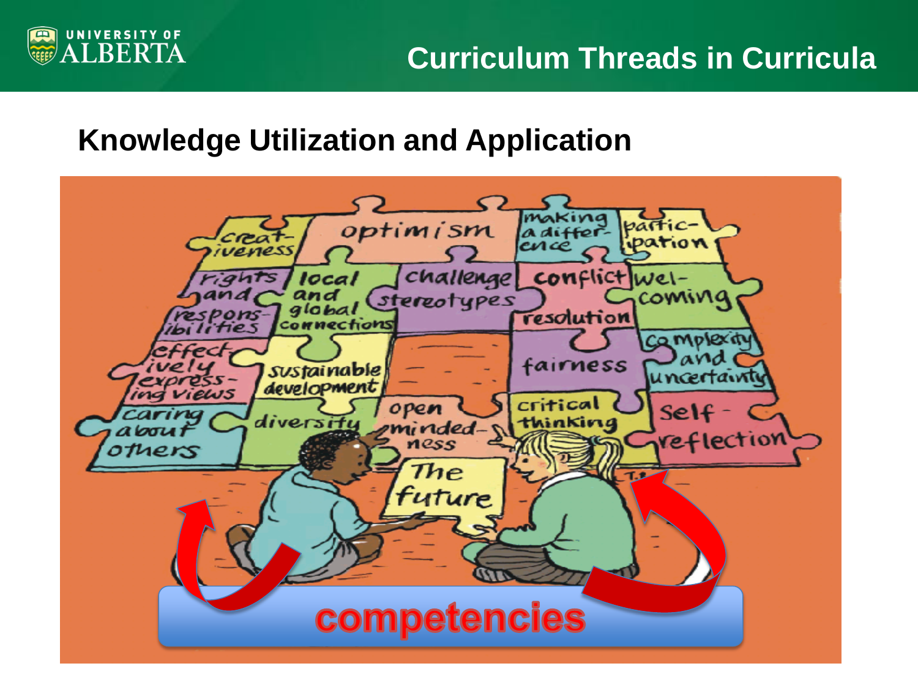# Curriculum Threads in Curricula

## Knowledge Utilization and Application

creativeness
optimism
making a difference
participation
rights and responsibilities
local and global connections
challenge stereotypes
conflict resolution
welcoming
effectively expressing views
sustainable development
fairness
complexity and uncertainty
caring about others
diversity
open mindedness
critical thinking
self-reflection
The future

competencies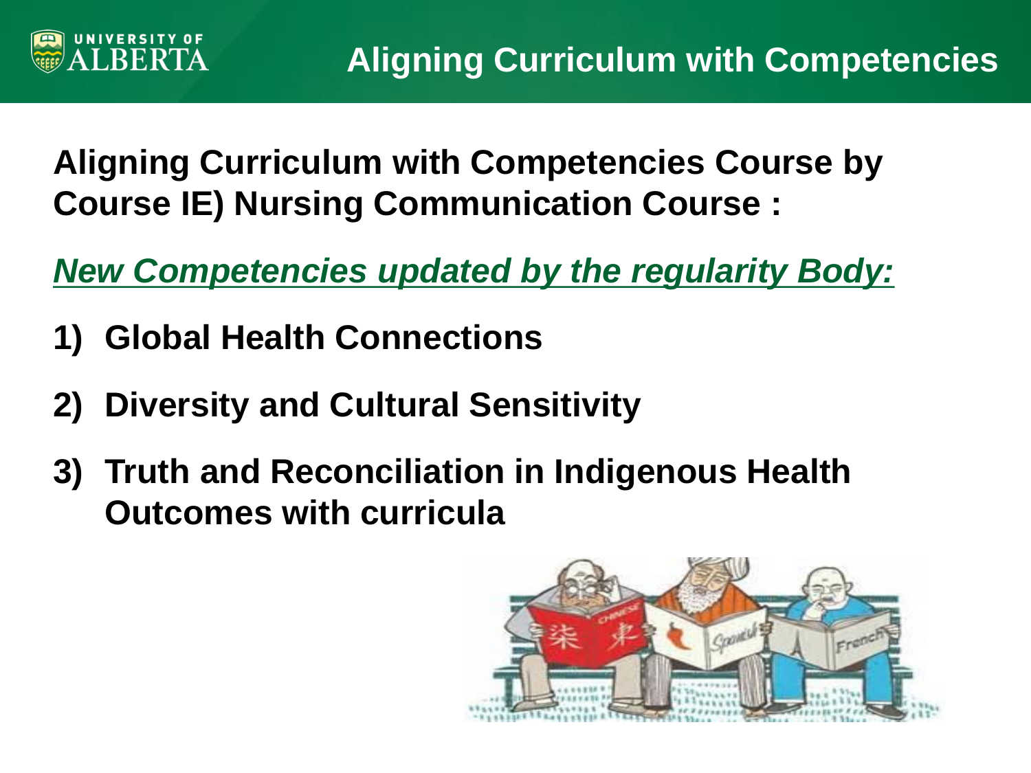# Aligning Curriculum with Competencies

**Aligning Curriculum with Competencies Course by Course IE) Nursing Communication Course :**

***New Competencies updated by the regularity Body:***

1) **Global Health Connections**
2) **Diversity and Cultural Sensitivity**
3) **Truth and Reconciliation in Indigenous Health Outcomes with curricula**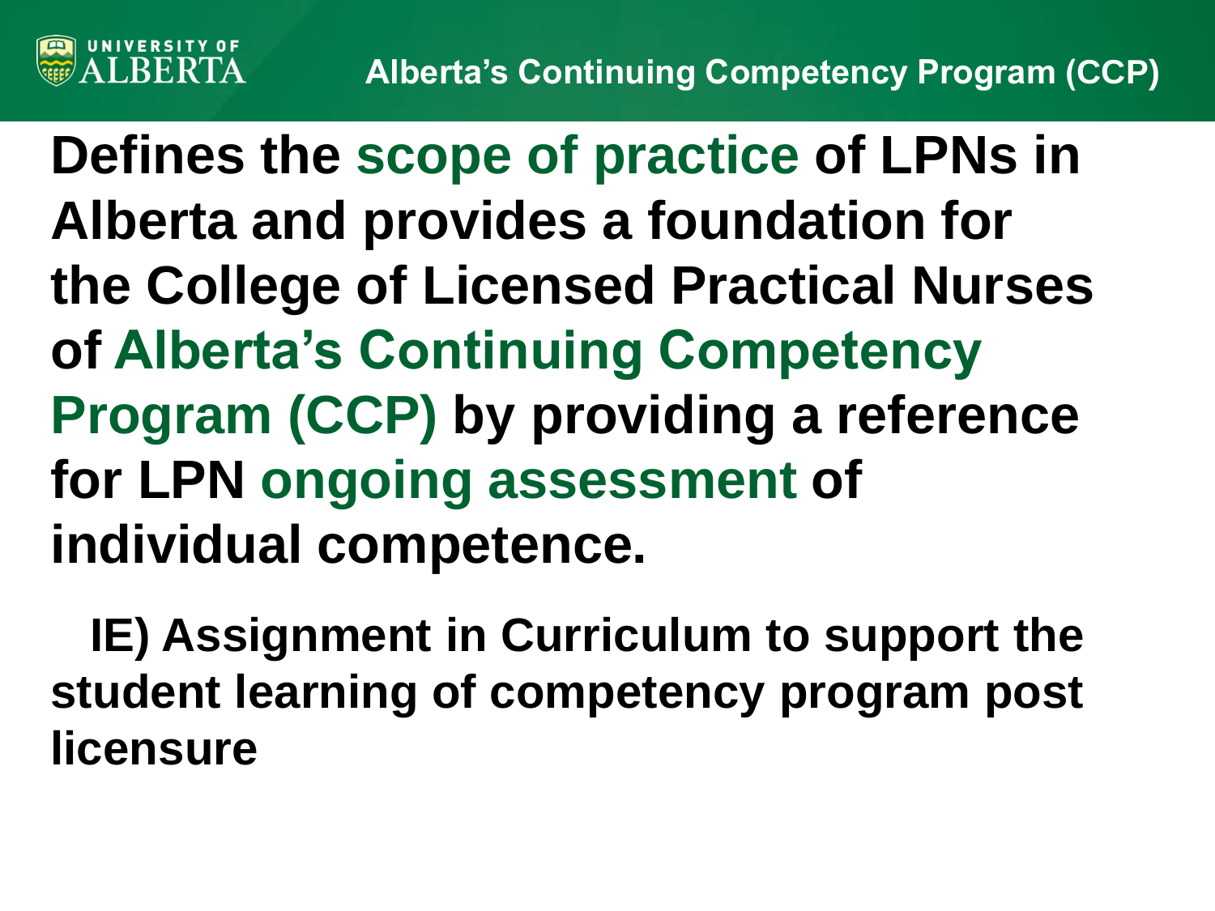## Alberta's Continuing Competency Program (CCP)

**Defines the scope of practice of LPNs in Alberta and provides a foundation for the College of Licensed Practical Nurses of Alberta's Continuing Competency Program (CCP) by providing a reference for LPN ongoing assessment of individual competence.**

**IE) Assignment in Curriculum to support the student learning of competency program post licensure**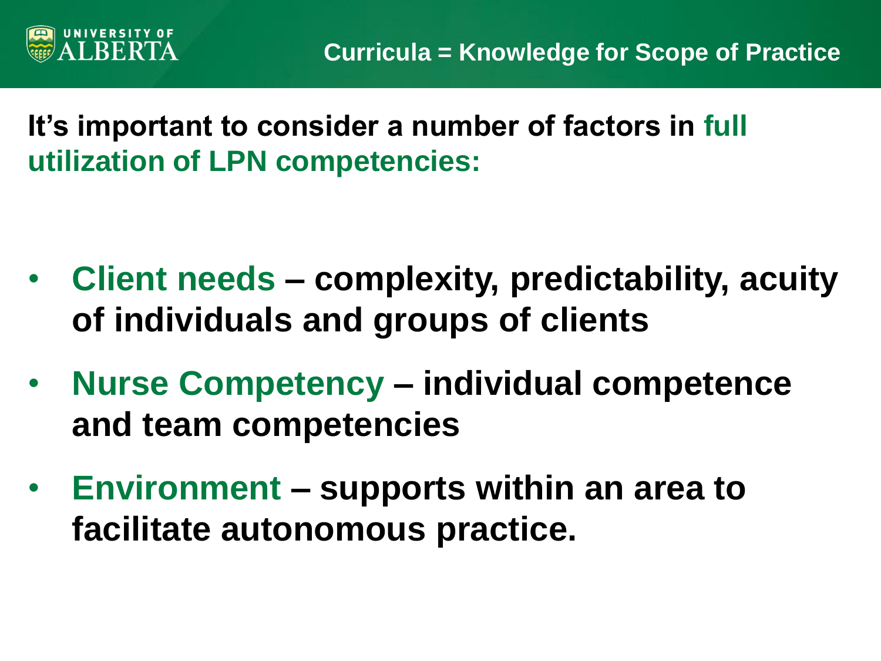# Curricula = Knowledge for Scope of Practice

**It's important to consider a number of factors in full utilization of LPN competencies:**

- **Client needs – complexity, predictability, acuity of individuals and groups of clients**
- **Nurse Competency – individual competence and team competencies**
- **Environment – supports within an area to facilitate autonomous practice.**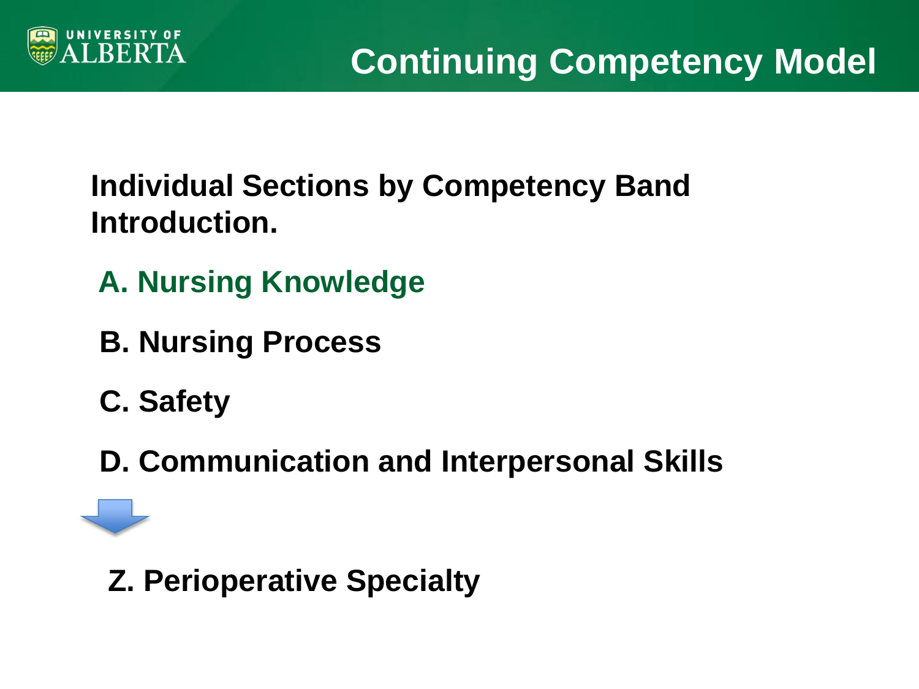# Continuing Competency Model

**Individual Sections by Competency Band Introduction.**

**A. Nursing Knowledge**

**B. Nursing Process**

**C. Safety**

**D. Communication and Interpersonal Skills**

**Z. Perioperative Specialty**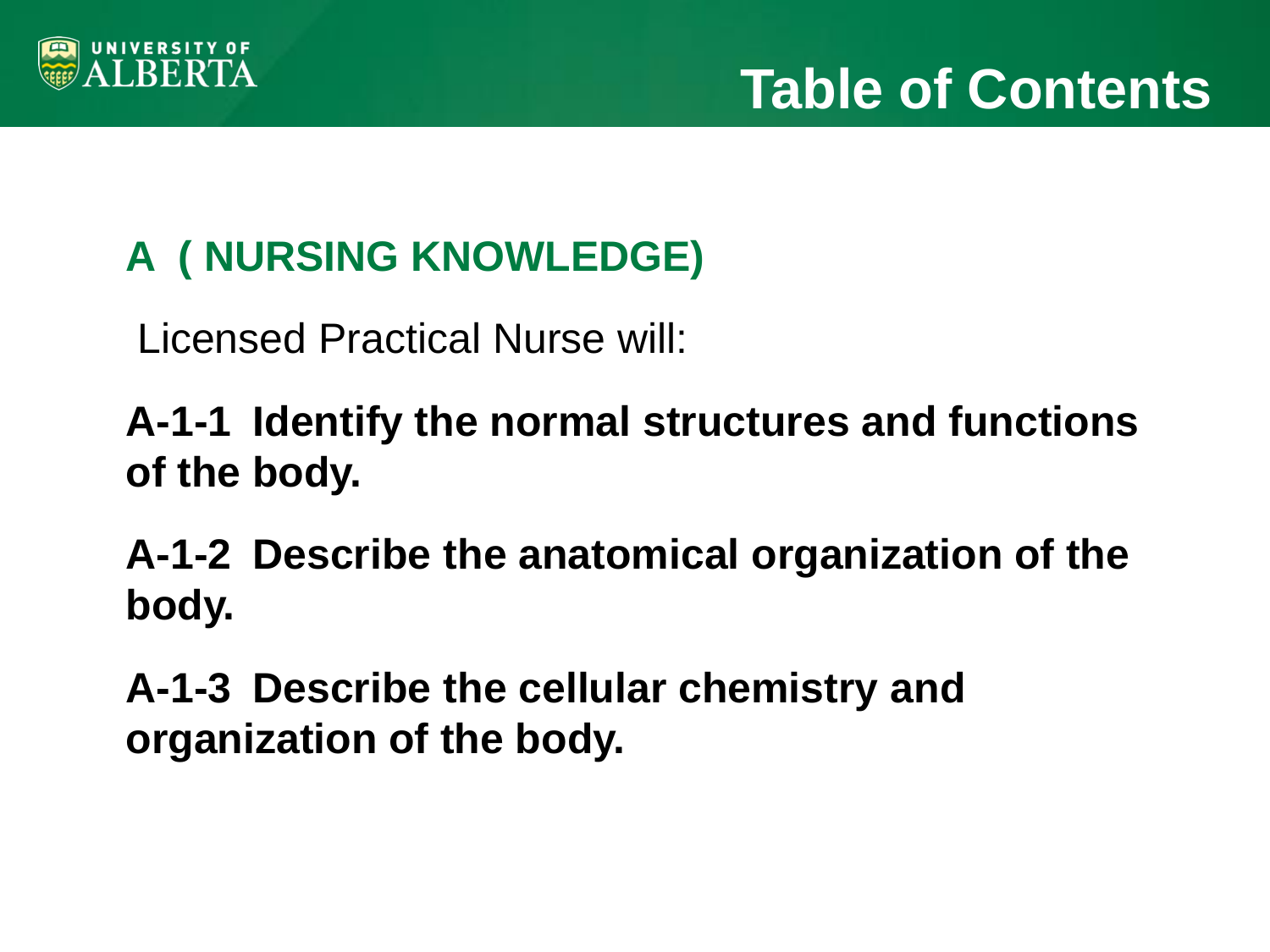# Table of Contents

## A ( NURSING KNOWLEDGE)

Licensed Practical Nurse will:

**A-1-1 Identify the normal structures and functions of the body.**

**A-1-2 Describe the anatomical organization of the body.**

**A-1-3 Describe the cellular chemistry and organization of the body.**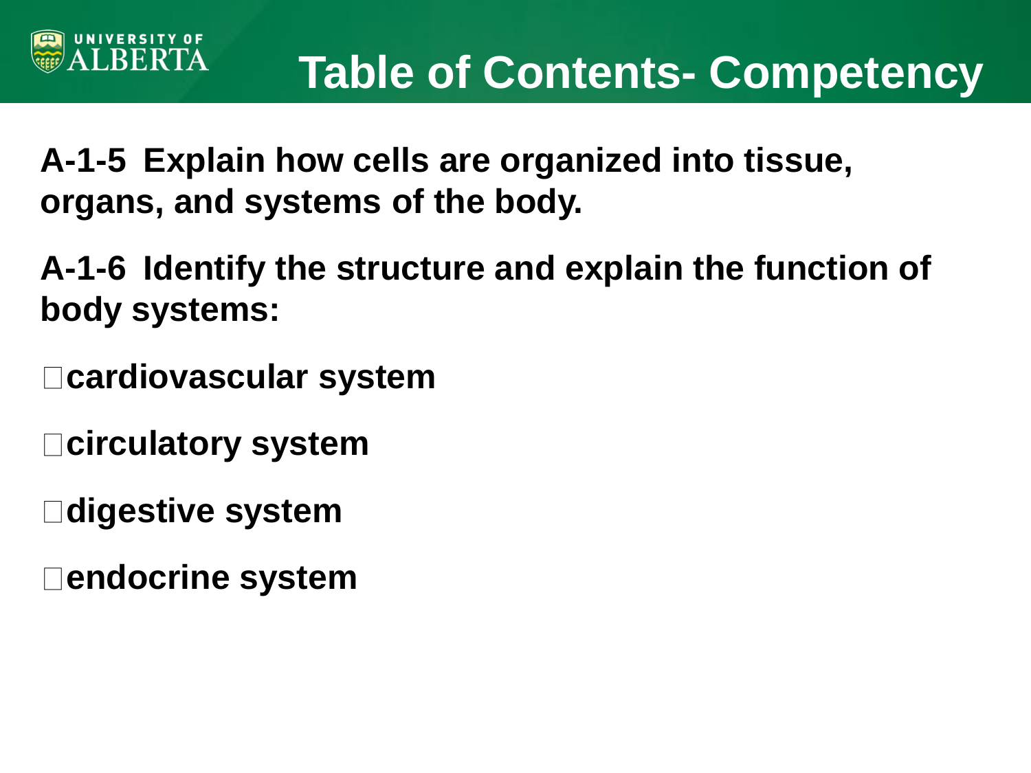# Table of Contents- Competency

**A-1-5 Explain how cells are organized into tissue, organs, and systems of the body.**

**A-1-6 Identify the structure and explain the function of body systems:**

- **cardiovascular system**
- **circulatory system**
- **digestive system**
- **endocrine system**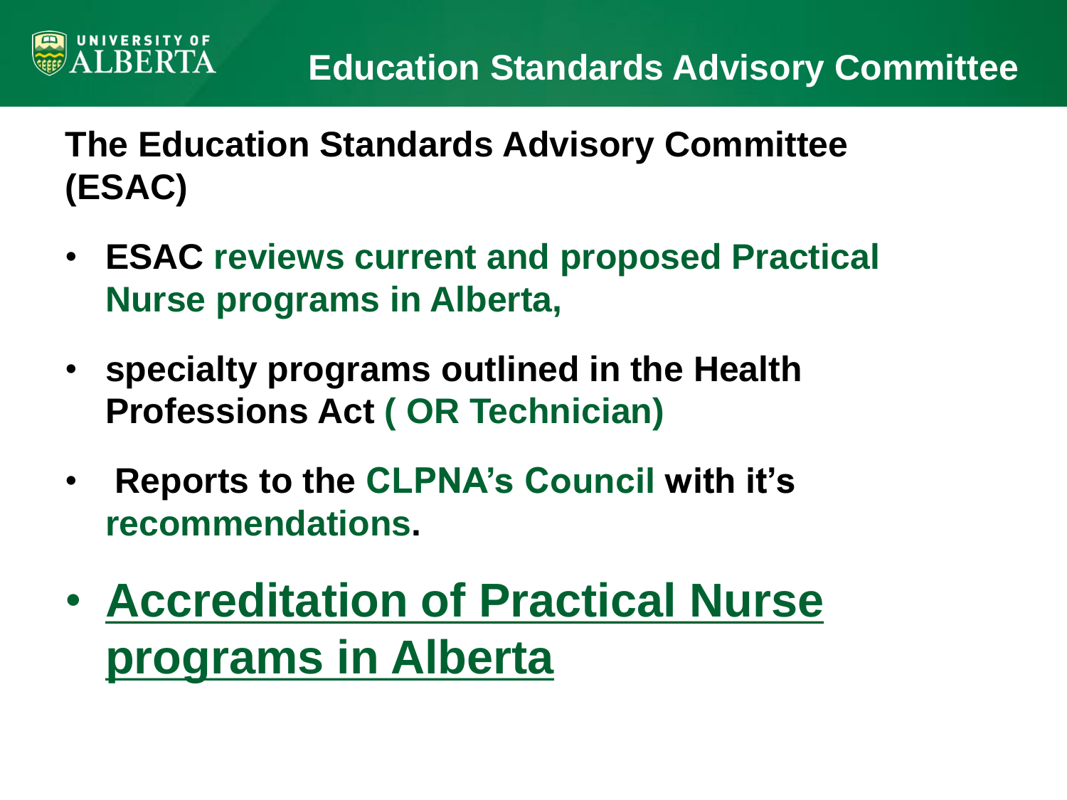# Education Standards Advisory Committee

**The Education Standards Advisory Committee (ESAC)**

- **ESAC reviews current and proposed Practical Nurse programs in Alberta,**
- **specialty programs outlined in the Health Professions Act ( OR Technician)**
- **Reports to the CLPNA's Council with it's recommendations.**
- **Accreditation of Practical Nurse programs in Alberta**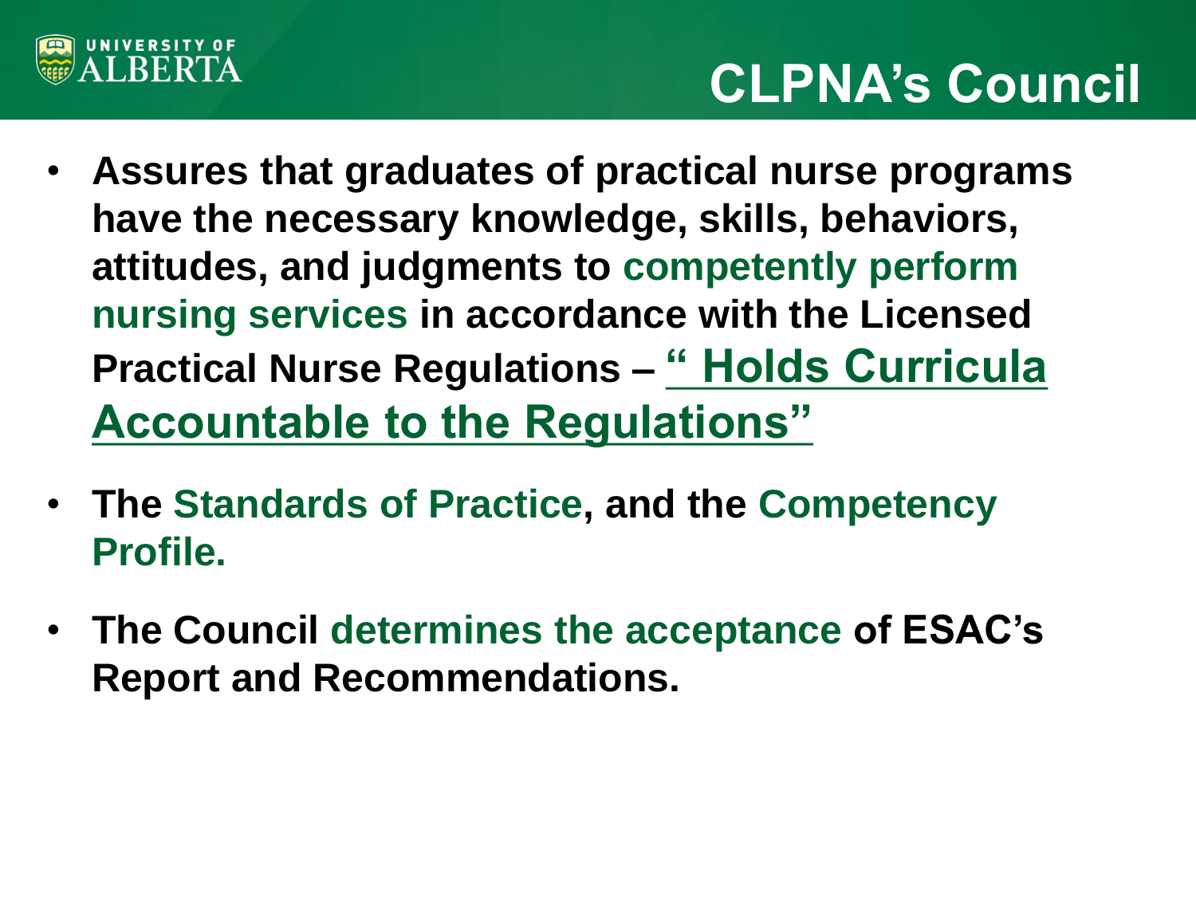# CLPNA's Council

- **Assures that graduates of practical nurse programs have the necessary knowledge, skills, behaviors, attitudes, and judgments to competently perform nursing services in accordance with the Licensed Practical Nurse Regulations – " Holds Curricula Accountable to the Regulations"**
- **The Standards of Practice, and the Competency Profile.**
- **The Council determines the acceptance of ESAC's Report and Recommendations.**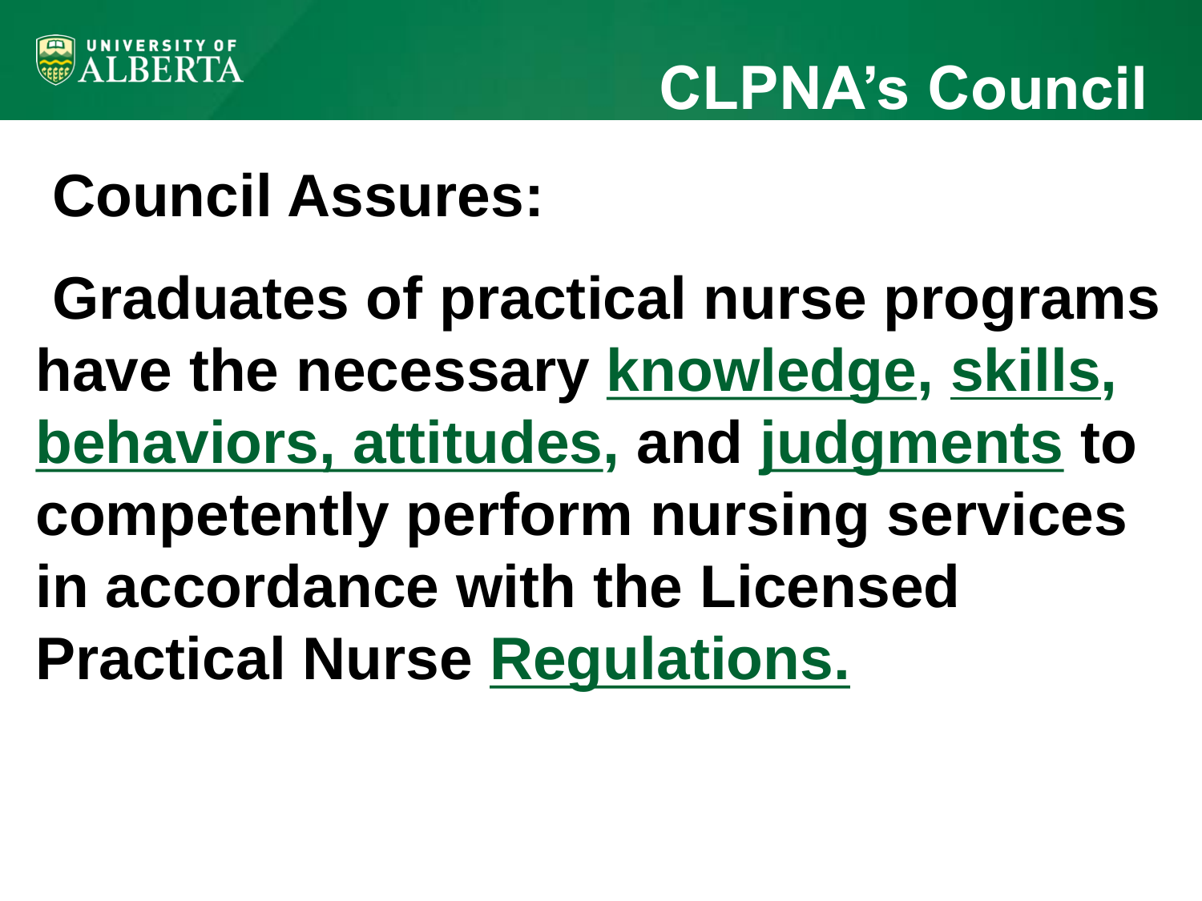# CLPNA's Council

## Council Assures:

Graduates of practical nurse programs have the necessary knowledge, skills, behaviors, attitudes, and judgments to competently perform nursing services in accordance with the Licensed Practical Nurse Regulations.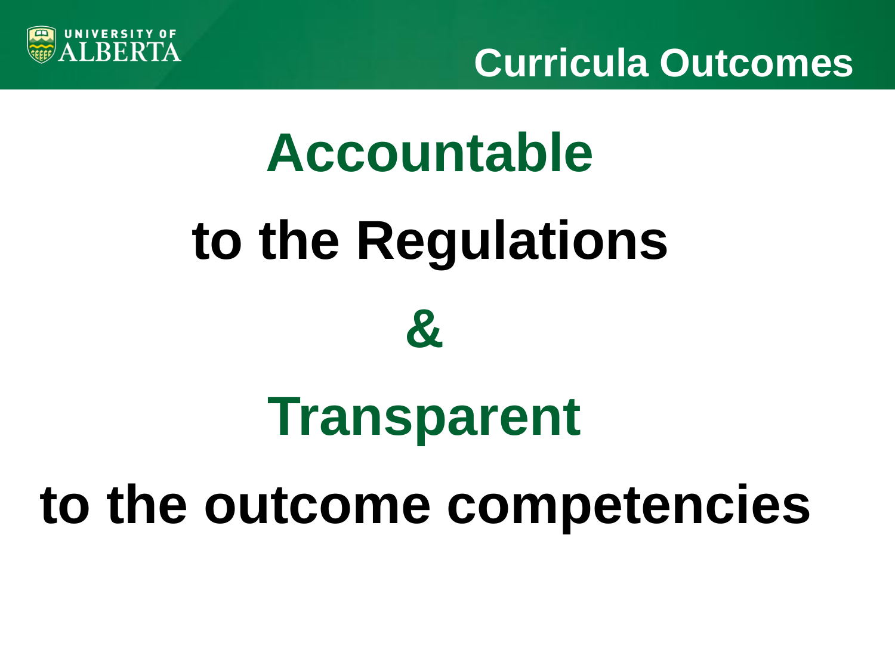# Curricula Outcomes

**Accountable**

**to the Regulations**

**&**

**Transparent**

**to the outcome competencies**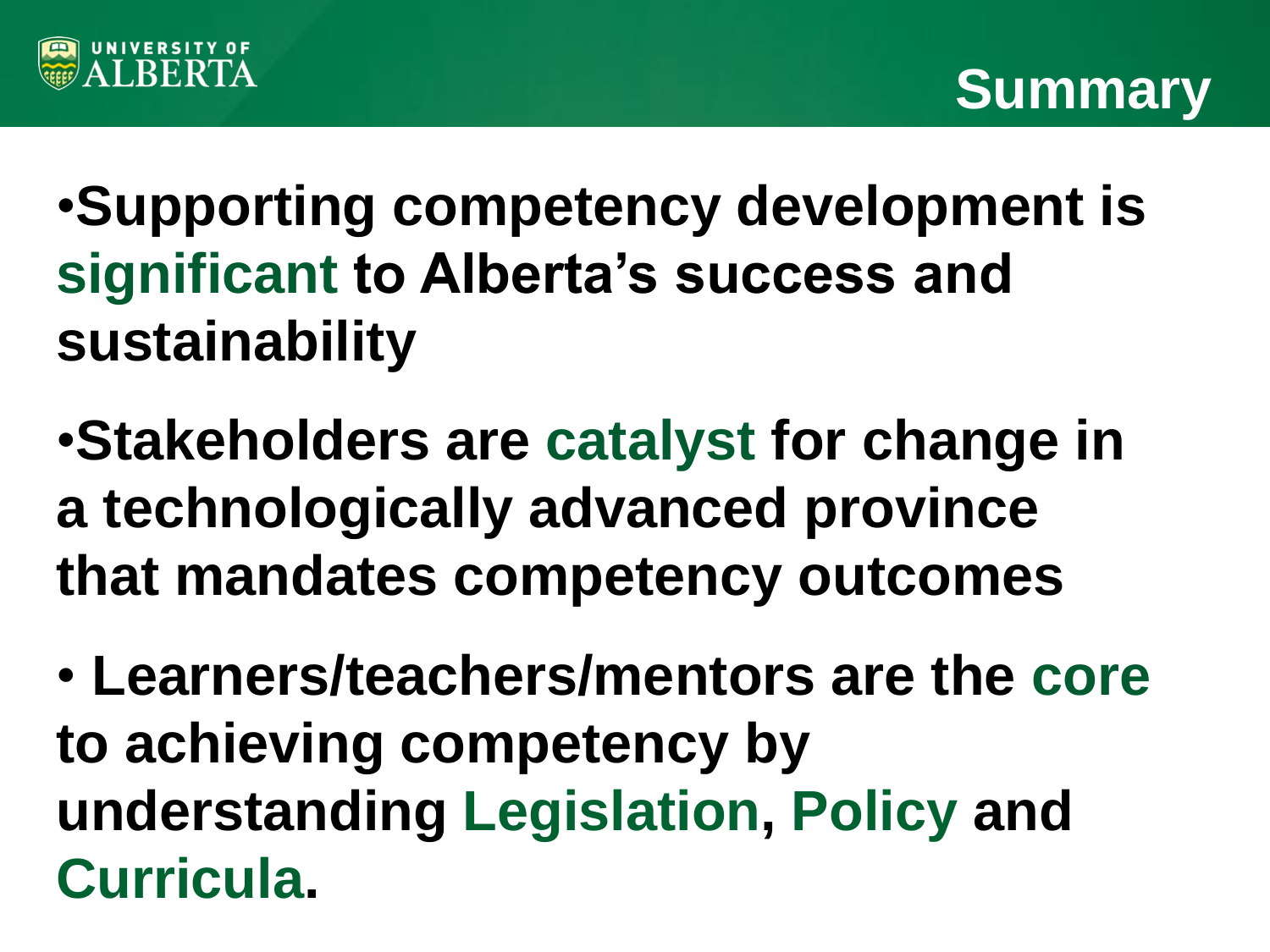# Summary

- **Supporting competency development is significant to Alberta's success and sustainability**
- **Stakeholders are catalyst for change in a technologically advanced province that mandates competency outcomes**
- **Learners/teachers/mentors are the core to achieving competency by understanding Legislation, Policy and Curricula.**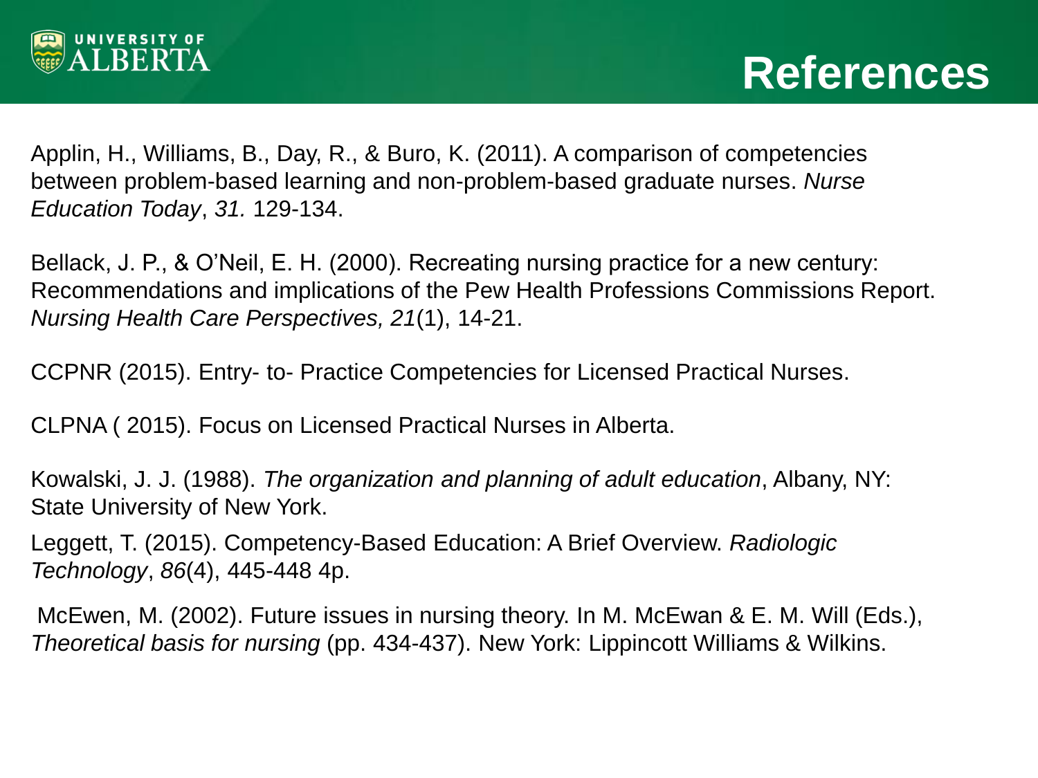# References

Applin, H., Williams, B., Day, R., & Buro, K. (2011). A comparison of competencies between problem-based learning and non-problem-based graduate nurses. *Nurse Education Today*, *31.* 129-134.

Bellack, J. P., & O'Neil, E. H. (2000). Recreating nursing practice for a new century: Recommendations and implications of the Pew Health Professions Commissions Report. *Nursing Health Care Perspectives, 21*(1), 14-21.

CCPNR (2015). Entry- to- Practice Competencies for Licensed Practical Nurses.

CLPNA ( 2015). Focus on Licensed Practical Nurses in Alberta.

Kowalski, J. J. (1988). *The organization and planning of adult education*, Albany, NY: State University of New York.

Leggett, T. (2015). Competency-Based Education: A Brief Overview. *Radiologic Technology*, *86*(4), 445-448 4p.

McEwen, M. (2002). Future issues in nursing theory. In M. McEwan & E. M. Will (Eds.), *Theoretical basis for nursing* (pp. 434-437). New York: Lippincott Williams & Wilkins.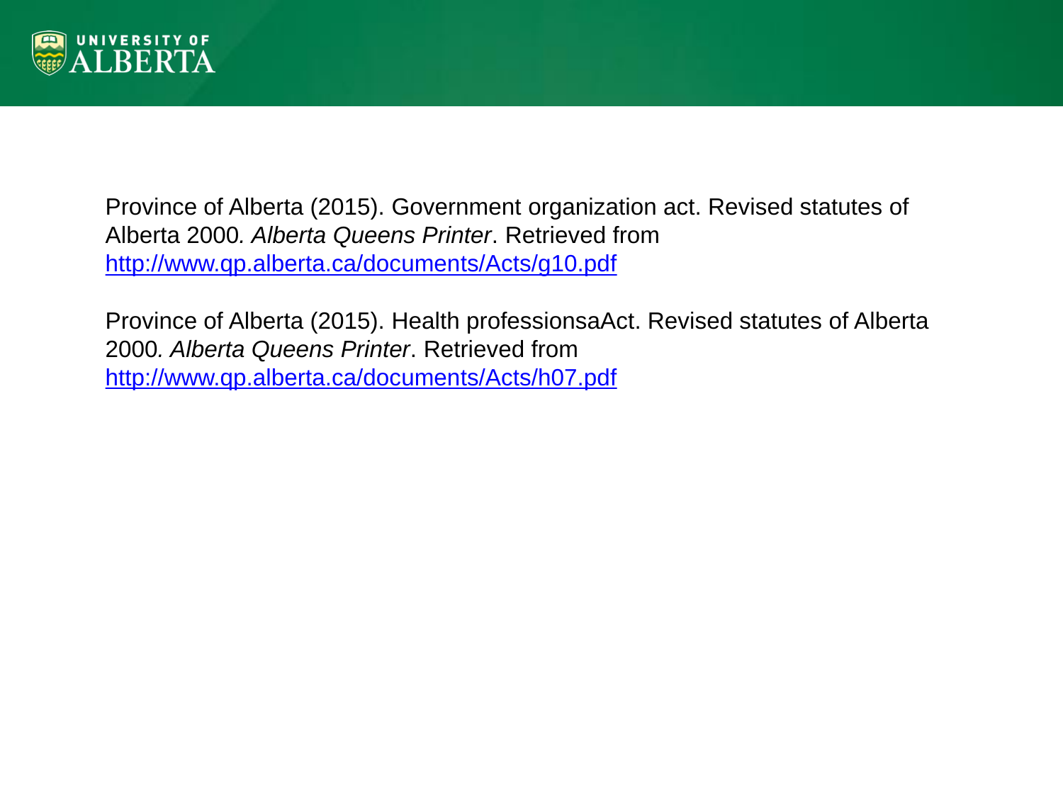Province of Alberta (2015). Government organization act. Revised statutes of Alberta 2000*. Alberta Queens Printer*. Retrieved from http://www.qp.alberta.ca/documents/Acts/g10.pdf

Province of Alberta (2015). Health professionsaAct. Revised statutes of Alberta 2000*. Alberta Queens Printer*. Retrieved from http://www.qp.alberta.ca/documents/Acts/h07.pdf